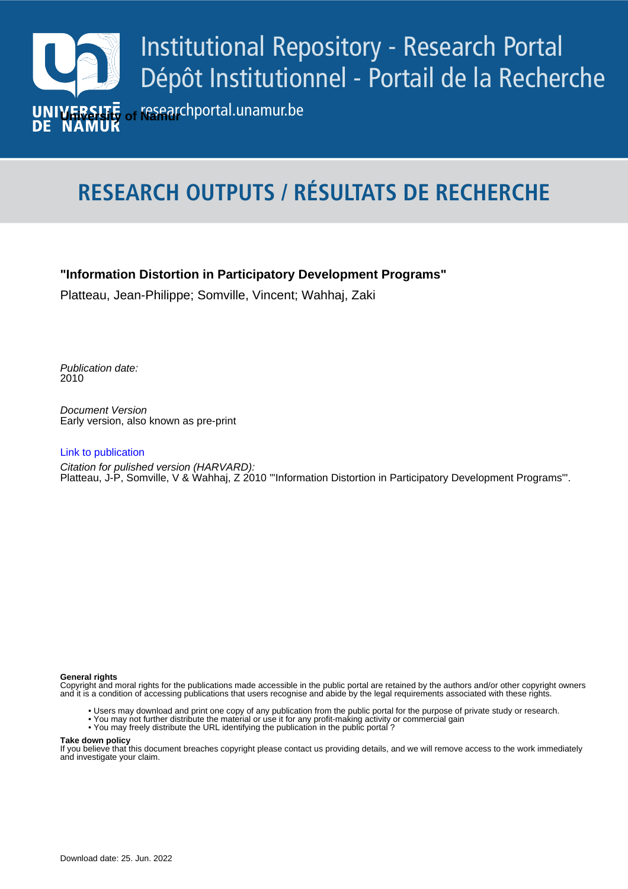Institutional Repository - Research Portal
Dépôt Institutionnel - Portail de la Recherche

University of Namur

researchportal.unamur.be

# RESEARCH OUTPUTS / RÉSULTATS DE RECHERCHE

**"Information Distortion in Participatory Development Programs"**

Platteau, Jean-Philippe; Somville, Vincent; Wahhaj, Zaki

*Publication date:*
2010

*Document Version*
Early version, also known as pre-print

Link to publication

*Citation for pulished version (HARVARD):*
Platteau, J-P, Somville, V & Wahhaj, Z 2010 '"Information Distortion in Participatory Development Programs"'.

**General rights**
Copyright and moral rights for the publications made accessible in the public portal are retained by the authors and/or other copyright owners and it is a condition of accessing publications that users recognise and abide by the legal requirements associated with these rights.

- Users may download and print one copy of any publication from the public portal for the purpose of private study or research.
- You may not further distribute the material or use it for any profit-making activity or commercial gain
- You may freely distribute the URL identifying the publication in the public portal ?

**Take down policy**
If you believe that this document breaches copyright please contact us providing details, and we will remove access to the work immediately and investigate your claim.

Download date: 25. Jun. 2022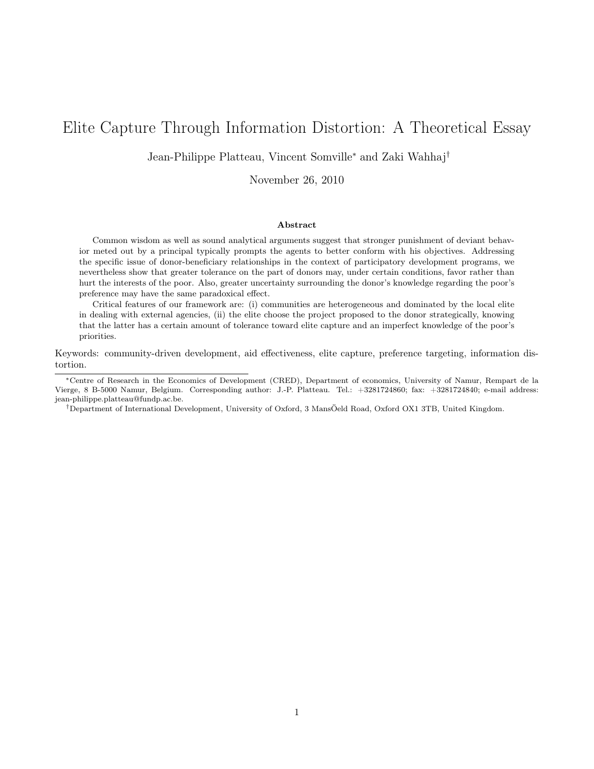# Elite Capture Through Information Distortion: A Theoretical Essay

Jean-Philippe Platteau, Vincent Somville[*] and Zaki Wahhaj[†]

November 26, 2010

### Abstract

Common wisdom as well as sound analytical arguments suggest that stronger punishment of deviant behavior meted out by a principal typically prompts the agents to better conform with his objectives. Addressing the specific issue of donor-beneficiary relationships in the context of participatory development programs, we nevertheless show that greater tolerance on the part of donors may, under certain conditions, favor rather than hurt the interests of the poor. Also, greater uncertainty surrounding the donor's knowledge regarding the poor's preference may have the same paradoxical effect.

Critical features of our framework are: (i) communities are heterogeneous and dominated by the local elite in dealing with external agencies, (ii) the elite choose the project proposed to the donor strategically, knowing that the latter has a certain amount of tolerance toward elite capture and an imperfect knowledge of the poor's priorities.

Keywords: community-driven development, aid effectiveness, elite capture, preference targeting, information distortion.

---

[*] Centre of Research in the Economics of Development (CRED), Department of economics, University of Namur, Rempart de la Vierge, 8 B-5000 Namur, Belgium. Corresponding author: J.-P. Platteau. Tel.: +3281724860; fax: +3281724840; e-mail address: jean-philippe.platteau@fundp.ac.be.

[†] Department of International Development, University of Oxford, 3 MansÖeld Road, Oxford OX1 3TB, United Kingdom.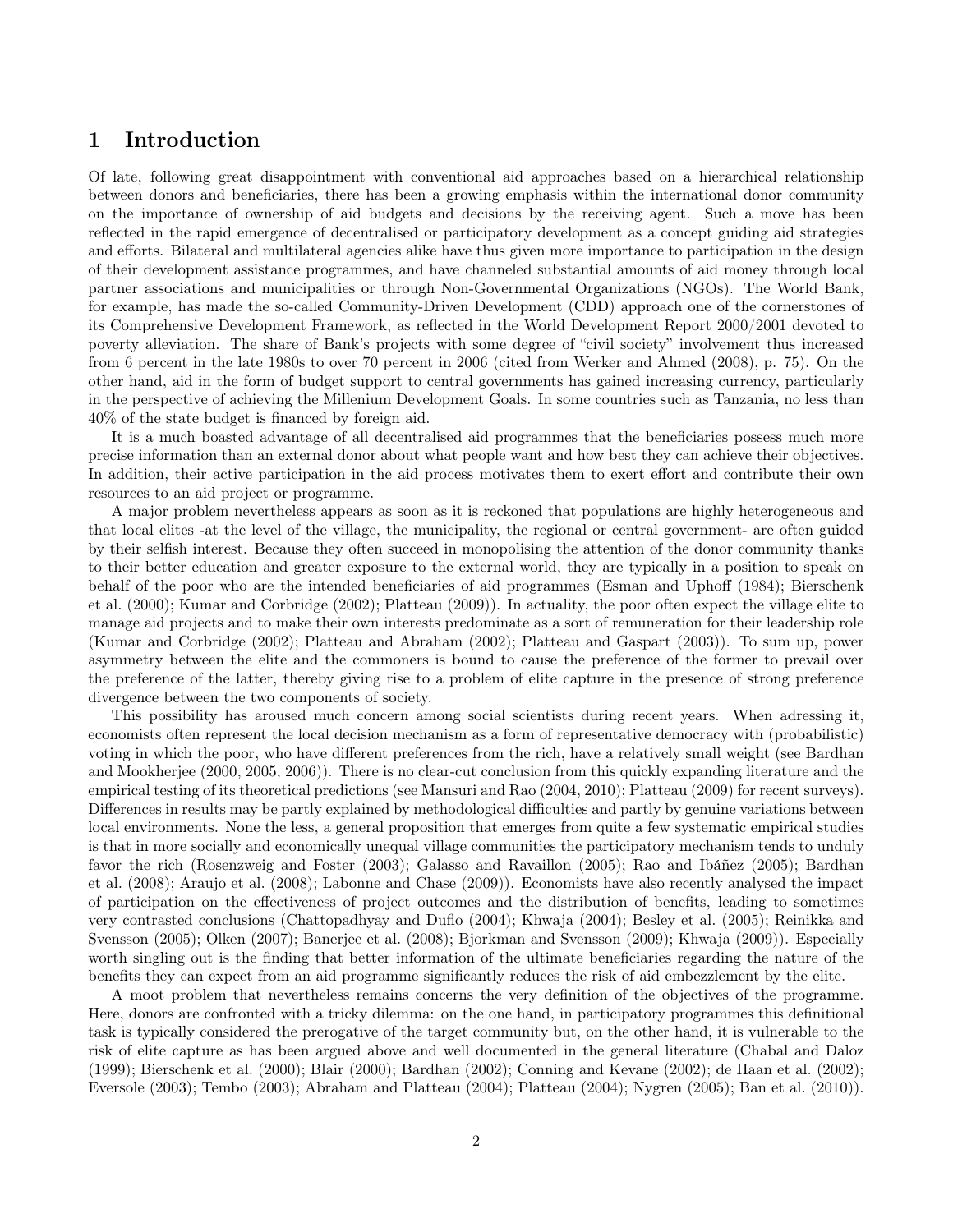# 1 Introduction

Of late, following great disappointment with conventional aid approaches based on a hierarchical relationship between donors and beneficiaries, there has been a growing emphasis within the international donor community on the importance of ownership of aid budgets and decisions by the receiving agent. Such a move has been reflected in the rapid emergence of decentralised or participatory development as a concept guiding aid strategies and efforts. Bilateral and multilateral agencies alike have thus given more importance to participation in the design of their development assistance programmes, and have channeled substantial amounts of aid money through local partner associations and municipalities or through Non-Governmental Organizations (NGOs). The World Bank, for example, has made the so-called Community-Driven Development (CDD) approach one of the cornerstones of its Comprehensive Development Framework, as reflected in the World Development Report 2000/2001 devoted to poverty alleviation. The share of Bank's projects with some degree of "civil society" involvement thus increased from 6 percent in the late 1980s to over 70 percent in 2006 (cited from Werker and Ahmed (2008), p. 75). On the other hand, aid in the form of budget support to central governments has gained increasing currency, particularly in the perspective of achieving the Millenium Development Goals. In some countries such as Tanzania, no less than 40% of the state budget is financed by foreign aid.

It is a much boasted advantage of all decentralised aid programmes that the beneficiaries possess much more precise information than an external donor about what people want and how best they can achieve their objectives. In addition, their active participation in the aid process motivates them to exert effort and contribute their own resources to an aid project or programme.

A major problem nevertheless appears as soon as it is reckoned that populations are highly heterogeneous and that local elites -at the level of the village, the municipality, the regional or central government- are often guided by their selfish interest. Because they often succeed in monopolising the attention of the donor community thanks to their better education and greater exposure to the external world, they are typically in a position to speak on behalf of the poor who are the intended beneficiaries of aid programmes (Esman and Uphoff (1984); Bierschenk et al. (2000); Kumar and Corbridge (2002); Platteau (2009)). In actuality, the poor often expect the village elite to manage aid projects and to make their own interests predominate as a sort of remuneration for their leadership role (Kumar and Corbridge (2002); Platteau and Abraham (2002); Platteau and Gaspart (2003)). To sum up, power asymmetry between the elite and the commoners is bound to cause the preference of the former to prevail over the preference of the latter, thereby giving rise to a problem of elite capture in the presence of strong preference divergence between the two components of society.

This possibility has aroused much concern among social scientists during recent years. When adressing it, economists often represent the local decision mechanism as a form of representative democracy with (probabilistic) voting in which the poor, who have different preferences from the rich, have a relatively small weight (see Bardhan and Mookherjee (2000, 2005, 2006)). There is no clear-cut conclusion from this quickly expanding literature and the empirical testing of its theoretical predictions (see Mansuri and Rao (2004, 2010); Platteau (2009) for recent surveys). Differences in results may be partly explained by methodological difficulties and partly by genuine variations between local environments. None the less, a general proposition that emerges from quite a few systematic empirical studies is that in more socially and economically unequal village communities the participatory mechanism tends to unduly favor the rich (Rosenzweig and Foster (2003); Galasso and Ravaillon (2005); Rao and Ibáñez (2005); Bardhan et al. (2008); Araujo et al. (2008); Labonne and Chase (2009)). Economists have also recently analysed the impact of participation on the effectiveness of project outcomes and the distribution of benefits, leading to sometimes very contrasted conclusions (Chattopadhyay and Duflo (2004); Khwaja (2004); Besley et al. (2005); Reinikka and Svensson (2005); Olken (2007); Banerjee et al. (2008); Bjorkman and Svensson (2009); Khwaja (2009)). Especially worth singling out is the finding that better information of the ultimate beneficiaries regarding the nature of the benefits they can expect from an aid programme significantly reduces the risk of aid embezzlement by the elite.

A moot problem that nevertheless remains concerns the very definition of the objectives of the programme. Here, donors are confronted with a tricky dilemma: on the one hand, in participatory programmes this definitional task is typically considered the prerogative of the target community but, on the other hand, it is vulnerable to the risk of elite capture as has been argued above and well documented in the general literature (Chabal and Daloz (1999); Bierschenk et al. (2000); Blair (2000); Bardhan (2002); Conning and Kevane (2002); de Haan et al. (2002); Eversole (2003); Tembo (2003); Abraham and Platteau (2004); Platteau (2004); Nygren (2005); Ban et al. (2010)).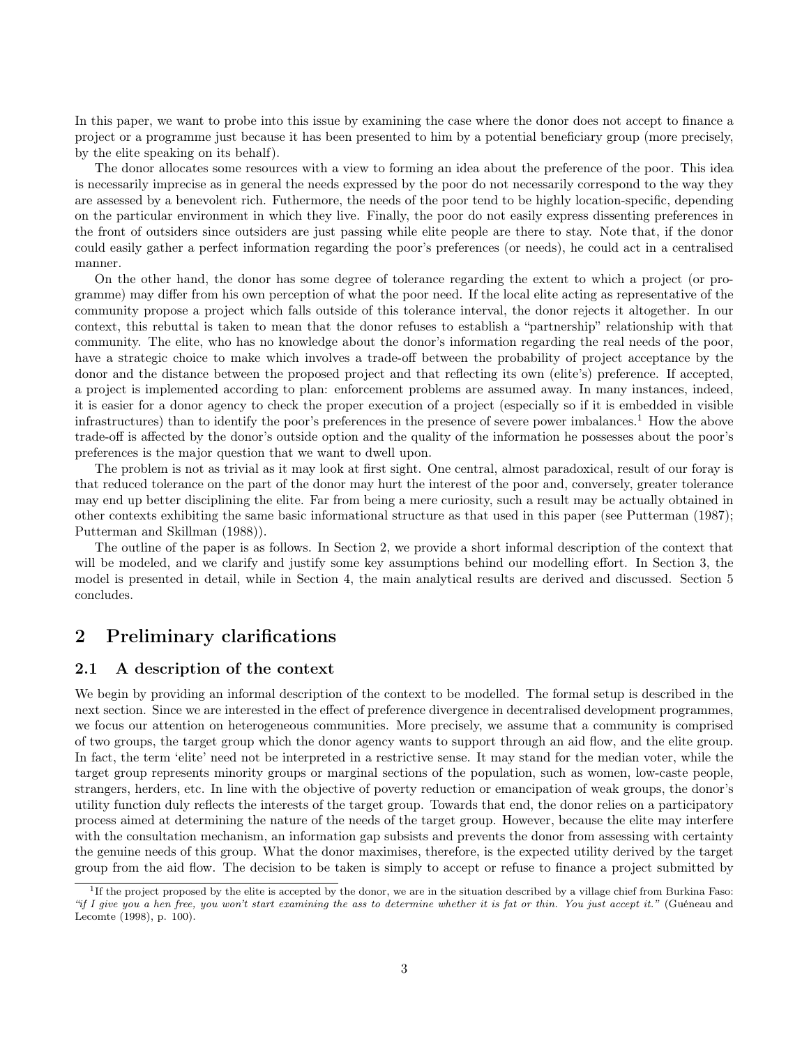In this paper, we want to probe into this issue by examining the case where the donor does not accept to finance a project or a programme just because it has been presented to him by a potential beneficiary group (more precisely, by the elite speaking on its behalf).

The donor allocates some resources with a view to forming an idea about the preference of the poor. This idea is necessarily imprecise as in general the needs expressed by the poor do not necessarily correspond to the way they are assessed by a benevolent rich. Futhermore, the needs of the poor tend to be highly location-specific, depending on the particular environment in which they live. Finally, the poor do not easily express dissenting preferences in the front of outsiders since outsiders are just passing while elite people are there to stay. Note that, if the donor could easily gather a perfect information regarding the poor's preferences (or needs), he could act in a centralised manner.

On the other hand, the donor has some degree of tolerance regarding the extent to which a project (or programme) may differ from his own perception of what the poor need. If the local elite acting as representative of the community propose a project which falls outside of this tolerance interval, the donor rejects it altogether. In our context, this rebuttal is taken to mean that the donor refuses to establish a "partnership" relationship with that community. The elite, who has no knowledge about the donor's information regarding the real needs of the poor, have a strategic choice to make which involves a trade-off between the probability of project acceptance by the donor and the distance between the proposed project and that reflecting its own (elite's) preference. If accepted, a project is implemented according to plan: enforcement problems are assumed away. In many instances, indeed, it is easier for a donor agency to check the proper execution of a project (especially so if it is embedded in visible infrastructures) than to identify the poor's preferences in the presence of severe power imbalances.[1] How the above trade-off is affected by the donor's outside option and the quality of the information he possesses about the poor's preferences is the major question that we want to dwell upon.

The problem is not as trivial as it may look at first sight. One central, almost paradoxical, result of our foray is that reduced tolerance on the part of the donor may hurt the interest of the poor and, conversely, greater tolerance may end up better disciplining the elite. Far from being a mere curiosity, such a result may be actually obtained in other contexts exhibiting the same basic informational structure as that used in this paper (see Putterman (1987); Putterman and Skillman (1988)).

The outline of the paper is as follows. In Section 2, we provide a short informal description of the context that will be modeled, and we clarify and justify some key assumptions behind our modelling effort. In Section 3, the model is presented in detail, while in Section 4, the main analytical results are derived and discussed. Section 5 concludes.

## 2 Preliminary clarifications

### 2.1 A description of the context

We begin by providing an informal description of the context to be modelled. The formal setup is described in the next section. Since we are interested in the effect of preference divergence in decentralised development programmes, we focus our attention on heterogeneous communities. More precisely, we assume that a community is comprised of two groups, the target group which the donor agency wants to support through an aid flow, and the elite group. In fact, the term 'elite' need not be interpreted in a restrictive sense. It may stand for the median voter, while the target group represents minority groups or marginal sections of the population, such as women, low-caste people, strangers, herders, etc. In line with the objective of poverty reduction or emancipation of weak groups, the donor's utility function duly reflects the interests of the target group. Towards that end, the donor relies on a participatory process aimed at determining the nature of the needs of the target group. However, because the elite may interfere with the consultation mechanism, an information gap subsists and prevents the donor from assessing with certainty the genuine needs of this group. What the donor maximises, therefore, is the expected utility derived by the target group from the aid flow. The decision to be taken is simply to accept or refuse to finance a project submitted by

[1] If the project proposed by the elite is accepted by the donor, we are in the situation described by a village chief from Burkina Faso: *"if I give you a hen free, you won't start examining the ass to determine whether it is fat or thin. You just accept it."* (Guéneau and Lecomte (1998), p. 100).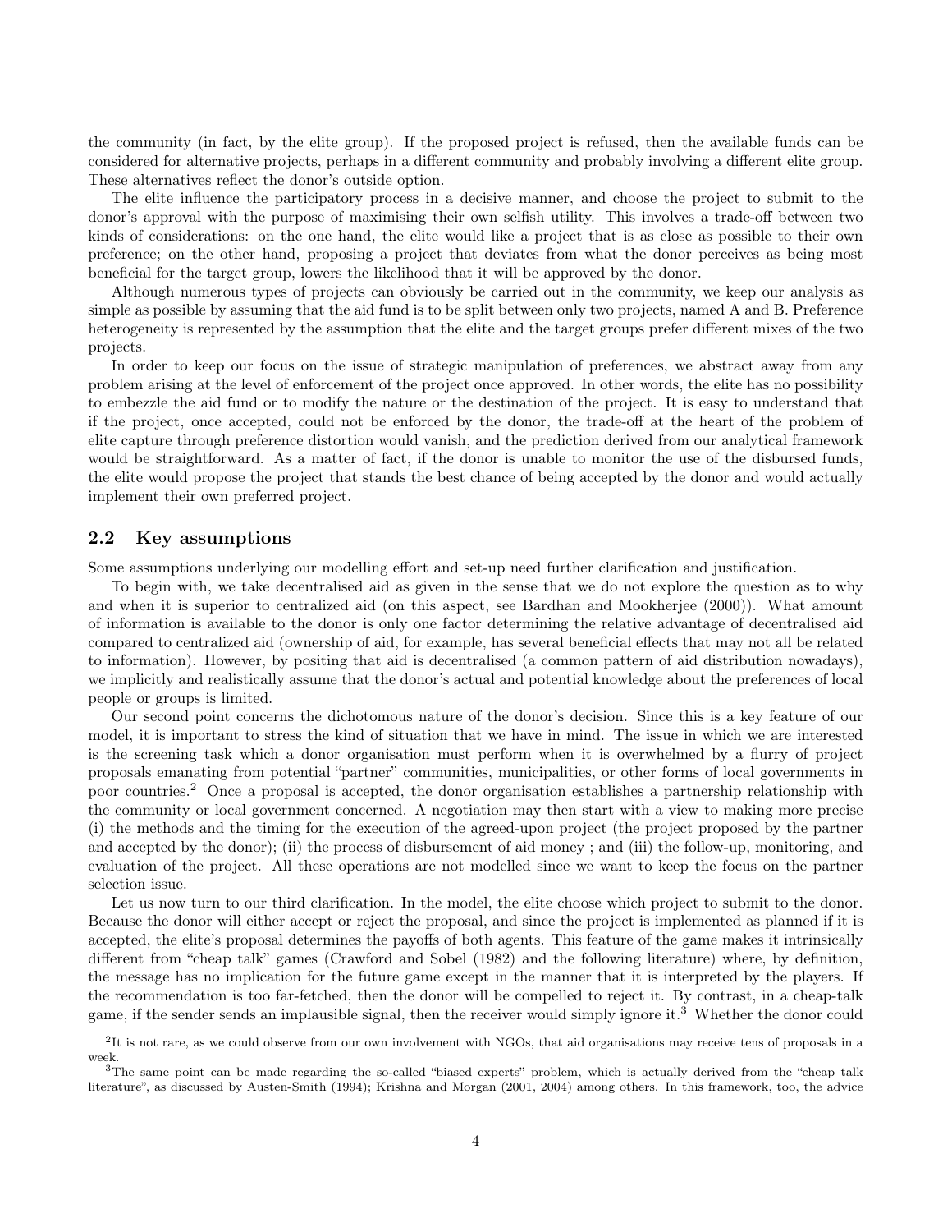the community (in fact, by the elite group). If the proposed project is refused, then the available funds can be considered for alternative projects, perhaps in a different community and probably involving a different elite group. These alternatives reflect the donor's outside option.

The elite influence the participatory process in a decisive manner, and choose the project to submit to the donor's approval with the purpose of maximising their own selfish utility. This involves a trade-off between two kinds of considerations: on the one hand, the elite would like a project that is as close as possible to their own preference; on the other hand, proposing a project that deviates from what the donor perceives as being most beneficial for the target group, lowers the likelihood that it will be approved by the donor.

Although numerous types of projects can obviously be carried out in the community, we keep our analysis as simple as possible by assuming that the aid fund is to be split between only two projects, named A and B. Preference heterogeneity is represented by the assumption that the elite and the target groups prefer different mixes of the two projects.

In order to keep our focus on the issue of strategic manipulation of preferences, we abstract away from any problem arising at the level of enforcement of the project once approved. In other words, the elite has no possibility to embezzle the aid fund or to modify the nature or the destination of the project. It is easy to understand that if the project, once accepted, could not be enforced by the donor, the trade-off at the heart of the problem of elite capture through preference distortion would vanish, and the prediction derived from our analytical framework would be straightforward. As a matter of fact, if the donor is unable to monitor the use of the disbursed funds, the elite would propose the project that stands the best chance of being accepted by the donor and would actually implement their own preferred project.

## 2.2 Key assumptions

Some assumptions underlying our modelling effort and set-up need further clarification and justification.

To begin with, we take decentralised aid as given in the sense that we do not explore the question as to why and when it is superior to centralized aid (on this aspect, see Bardhan and Mookherjee (2000)). What amount of information is available to the donor is only one factor determining the relative advantage of decentralised aid compared to centralized aid (ownership of aid, for example, has several beneficial effects that may not all be related to information). However, by positing that aid is decentralised (a common pattern of aid distribution nowadays), we implicitly and realistically assume that the donor's actual and potential knowledge about the preferences of local people or groups is limited.

Our second point concerns the dichotomous nature of the donor's decision. Since this is a key feature of our model, it is important to stress the kind of situation that we have in mind. The issue in which we are interested is the screening task which a donor organisation must perform when it is overwhelmed by a flurry of project proposals emanating from potential "partner" communities, municipalities, or other forms of local governments in poor countries.[2] Once a proposal is accepted, the donor organisation establishes a partnership relationship with the community or local government concerned. A negotiation may then start with a view to making more precise (i) the methods and the timing for the execution of the agreed-upon project (the project proposed by the partner and accepted by the donor); (ii) the process of disbursement of aid money ; and (iii) the follow-up, monitoring, and evaluation of the project. All these operations are not modelled since we want to keep the focus on the partner selection issue.

Let us now turn to our third clarification. In the model, the elite choose which project to submit to the donor. Because the donor will either accept or reject the proposal, and since the project is implemented as planned if it is accepted, the elite's proposal determines the payoffs of both agents. This feature of the game makes it intrinsically different from "cheap talk" games (Crawford and Sobel (1982) and the following literature) where, by definition, the message has no implication for the future game except in the manner that it is interpreted by the players. If the recommendation is too far-fetched, then the donor will be compelled to reject it. By contrast, in a cheap-talk game, if the sender sends an implausible signal, then the receiver would simply ignore it.[3] Whether the donor could

[2] It is not rare, as we could observe from our own involvement with NGOs, that aid organisations may receive tens of proposals in a week.

[3] The same point can be made regarding the so-called "biased experts" problem, which is actually derived from the "cheap talk literature", as discussed by Austen-Smith (1994); Krishna and Morgan (2001, 2004) among others. In this framework, too, the advice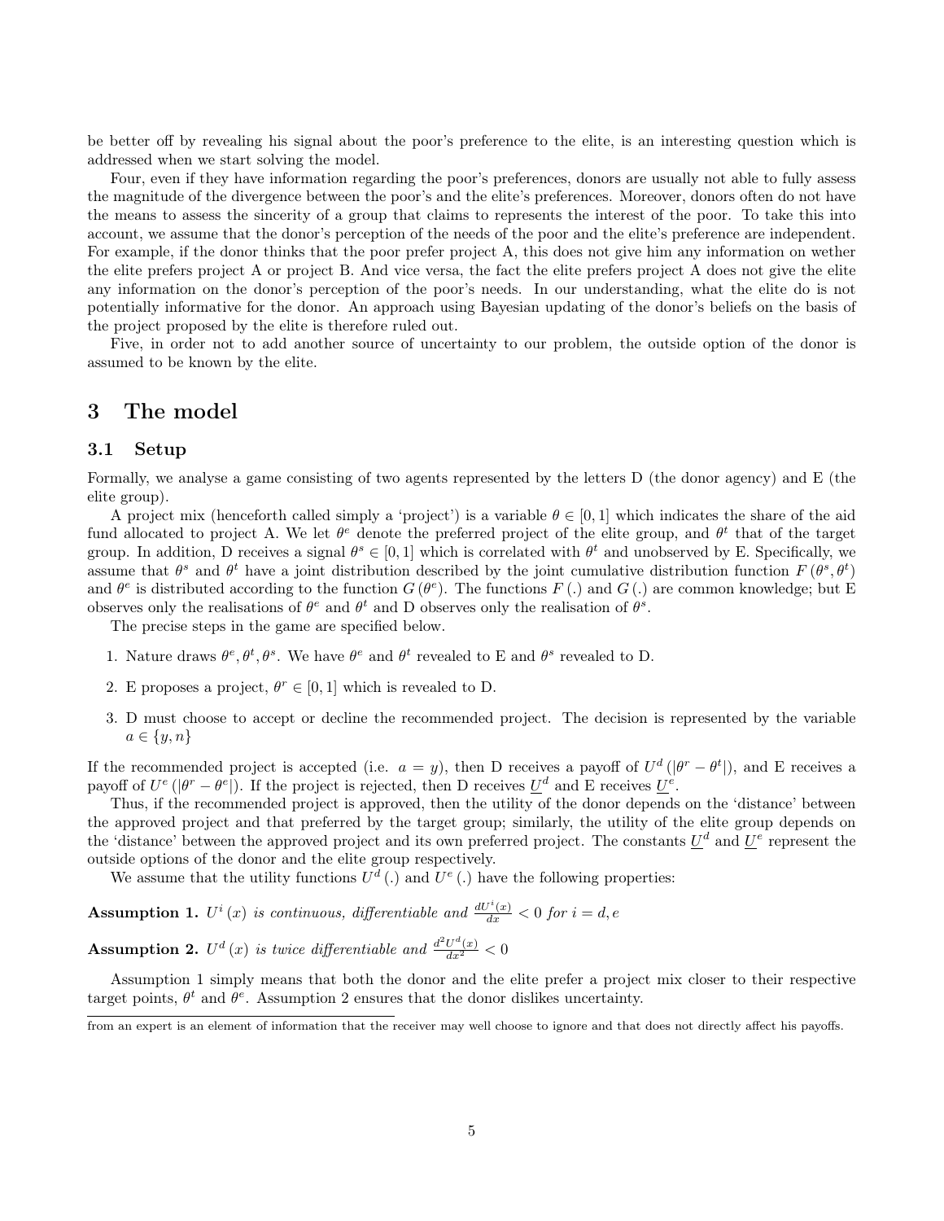be better off by revealing his signal about the poor's preference to the elite, is an interesting question which is addressed when we start solving the model.

Four, even if they have information regarding the poor's preferences, donors are usually not able to fully assess the magnitude of the divergence between the poor's and the elite's preferences. Moreover, donors often do not have the means to assess the sincerity of a group that claims to represents the interest of the poor. To take this into account, we assume that the donor's perception of the needs of the poor and the elite's preference are independent. For example, if the donor thinks that the poor prefer project A, this does not give him any information on wether the elite prefers project A or project B. And vice versa, the fact the elite prefers project A does not give the elite any information on the donor's perception of the poor's needs. In our understanding, what the elite do is not potentially informative for the donor. An approach using Bayesian updating of the donor's beliefs on the basis of the project proposed by the elite is therefore ruled out.

Five, in order not to add another source of uncertainty to our problem, the outside option of the donor is assumed to be known by the elite.

# 3 The model

## 3.1 Setup

Formally, we analyse a game consisting of two agents represented by the letters D (the donor agency) and E (the elite group).

A project mix (henceforth called simply a 'project') is a variable $\theta \in [0, 1]$ which indicates the share of the aid fund allocated to project A. We let $\theta^e$ denote the preferred project of the elite group, and $\theta^t$ that of the target group. In addition, D receives a signal $\theta^s \in [0, 1]$ which is correlated with $\theta^t$ and unobserved by E. Specifically, we assume that $\theta^s$ and $\theta^t$ have a joint distribution described by the joint cumulative distribution function $F(\theta^s, \theta^t)$ and $\theta^e$ is distributed according to the function $G(\theta^e)$. The functions $F(.)$ and $G(.)$ are common knowledge; but E observes only the realisations of $\theta^e$ and $\theta^t$ and D observes only the realisation of $\theta^s$.

The precise steps in the game are specified below.

1. Nature draws $\theta^e, \theta^t, \theta^s$. We have $\theta^e$ and $\theta^t$ revealed to E and $\theta^s$ revealed to D.
2. E proposes a project, $\theta^r \in [0, 1]$ which is revealed to D.
3. D must choose to accept or decline the recommended project. The decision is represented by the variable $a \in \{y, n\}$

If the recommended project is accepted (i.e. $a = y$), then D receives a payoff of $U^d(|\theta^r - \theta^t|)$, and E receives a payoff of $U^e(|\theta^r - \theta^e|)$. If the project is rejected, then D receives $\underline{U}^d$ and E receives $\underline{U}^e$.

Thus, if the recommended project is approved, then the utility of the donor depends on the 'distance' between the approved project and that preferred by the target group; similarly, the utility of the elite group depends on the 'distance' between the approved project and its own preferred project. The constants $\underline{U}^d$ and $\underline{U}^e$ represent the outside options of the donor and the elite group respectively.

We assume that the utility functions $U^d(.)$ and $U^e(.)$ have the following properties:

**Assumption 1.** *$U^i(x)$ is continuous, differentiable and $\frac{dU^i(x)}{dx} < 0$ for $i = d, e$*

**Assumption 2.** *$U^d(x)$ is twice differentiable and $\frac{d^2U^d(x)}{dx^2} < 0$*

Assumption 1 simply means that both the donor and the elite prefer a project mix closer to their respective target points, $\theta^t$ and $\theta^e$. Assumption 2 ensures that the donor dislikes uncertainty.

from an expert is an element of information that the receiver may well choose to ignore and that does not directly affect his payoffs.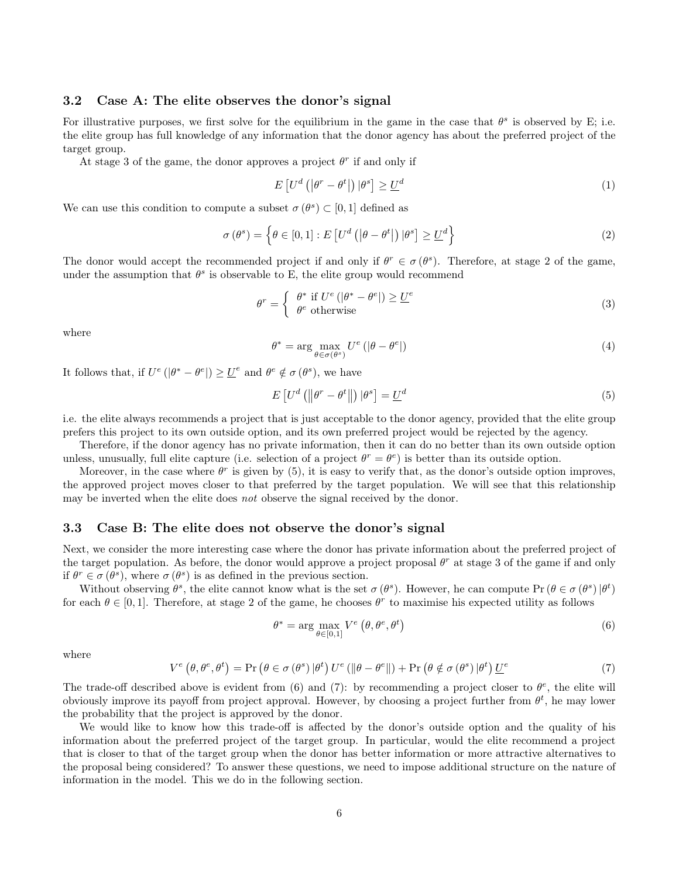### 3.2 Case A: The elite observes the donor's signal

For illustrative purposes, we first solve for the equilibrium in the game in the case that $\theta^s$ is observed by E; i.e. the elite group has full knowledge of any information that the donor agency has about the preferred project of the target group.

At stage 3 of the game, the donor approves a project $\theta^r$ if and only if

$$E\left[U^d\left(\left|\theta^r - \theta^t\right|\right)|\theta^s\right] \geq \underline{U}^d \tag{1}$$

We can use this condition to compute a subset $\sigma(\theta^s) \subset [0,1]$ defined as

$$\sigma(\theta^s) = \left\{\theta \in [0,1] : E\left[U^d\left(\left|\theta - \theta^t\right|\right)|\theta^s\right] \geq \underline{U}^d\right\} \tag{2}$$

The donor would accept the recommended project if and only if $\theta^r \in \sigma(\theta^s)$. Therefore, at stage 2 of the game, under the assumption that $\theta^s$ is observable to E, the elite group would recommend

$$\theta^r = \begin{cases} \theta^* \text{ if } U^e\left(\left|\theta^* - \theta^e\right|\right) \geq \underline{U}^e \\ \theta^e \text{ otherwise} \end{cases} \tag{3}$$

where

$$\theta^* = \arg\max_{\theta \in \sigma(\theta^s)} U^e\left(\left|\theta - \theta^e\right|\right) \tag{4}$$

It follows that, if $U^e\left(\left|\theta^* - \theta^e\right|\right) \geq \underline{U}^e$ and $\theta^e \notin \sigma(\theta^s)$, we have

$$E\left[U^d\left(\left\|\theta^r - \theta^t\right\|\right)|\theta^s\right] = \underline{U}^d \tag{5}$$

i.e. the elite always recommends a project that is just acceptable to the donor agency, provided that the elite group prefers this project to its own outside option, and its own preferred project would be rejected by the agency.

Therefore, if the donor agency has no private information, then it can do no better than its own outside option unless, unusually, full elite capture (i.e. selection of a project $\theta^r = \theta^e$) is better than its outside option.

Moreover, in the case where $\theta^r$ is given by (5), it is easy to verify that, as the donor's outside option improves, the approved project moves closer to that preferred by the target population. We will see that this relationship may be inverted when the elite does *not* observe the signal received by the donor.

### 3.3 Case B: The elite does not observe the donor's signal

Next, we consider the more interesting case where the donor has private information about the preferred project of the target population. As before, the donor would approve a project proposal $\theta^r$ at stage 3 of the game if and only if $\theta^r \in \sigma(\theta^s)$, where $\sigma(\theta^s)$ is as defined in the previous section.

Without observing $\theta^s$, the elite cannot know what is the set $\sigma(\theta^s)$. However, he can compute $\Pr\left(\theta \in \sigma(\theta^s)|\theta^t\right)$ for each $\theta \in [0,1]$. Therefore, at stage 2 of the game, he chooses $\theta^r$ to maximise his expected utility as follows

$$\theta^* = \arg\max_{\theta \in [0,1]} V^e\left(\theta, \theta^e, \theta^t\right) \tag{6}$$

where

$$V^e\left(\theta, \theta^e, \theta^t\right) = \Pr\left(\theta \in \sigma(\theta^s)|\theta^t\right) U^e\left(\left\|\theta - \theta^e\right\|\right) + \Pr\left(\theta \notin \sigma(\theta^s)|\theta^t\right) \underline{U}^e \tag{7}$$

The trade-off described above is evident from (6) and (7): by recommending a project closer to $\theta^e$, the elite will obviously improve its payoff from project approval. However, by choosing a project further from $\theta^t$, he may lower the probability that the project is approved by the donor.

We would like to know how this trade-off is affected by the donor's outside option and the quality of his information about the preferred project of the target group. In particular, would the elite recommend a project that is closer to that of the target group when the donor has better information or more attractive alternatives to the proposal being considered? To answer these questions, we need to impose additional structure on the nature of information in the model. This we do in the following section.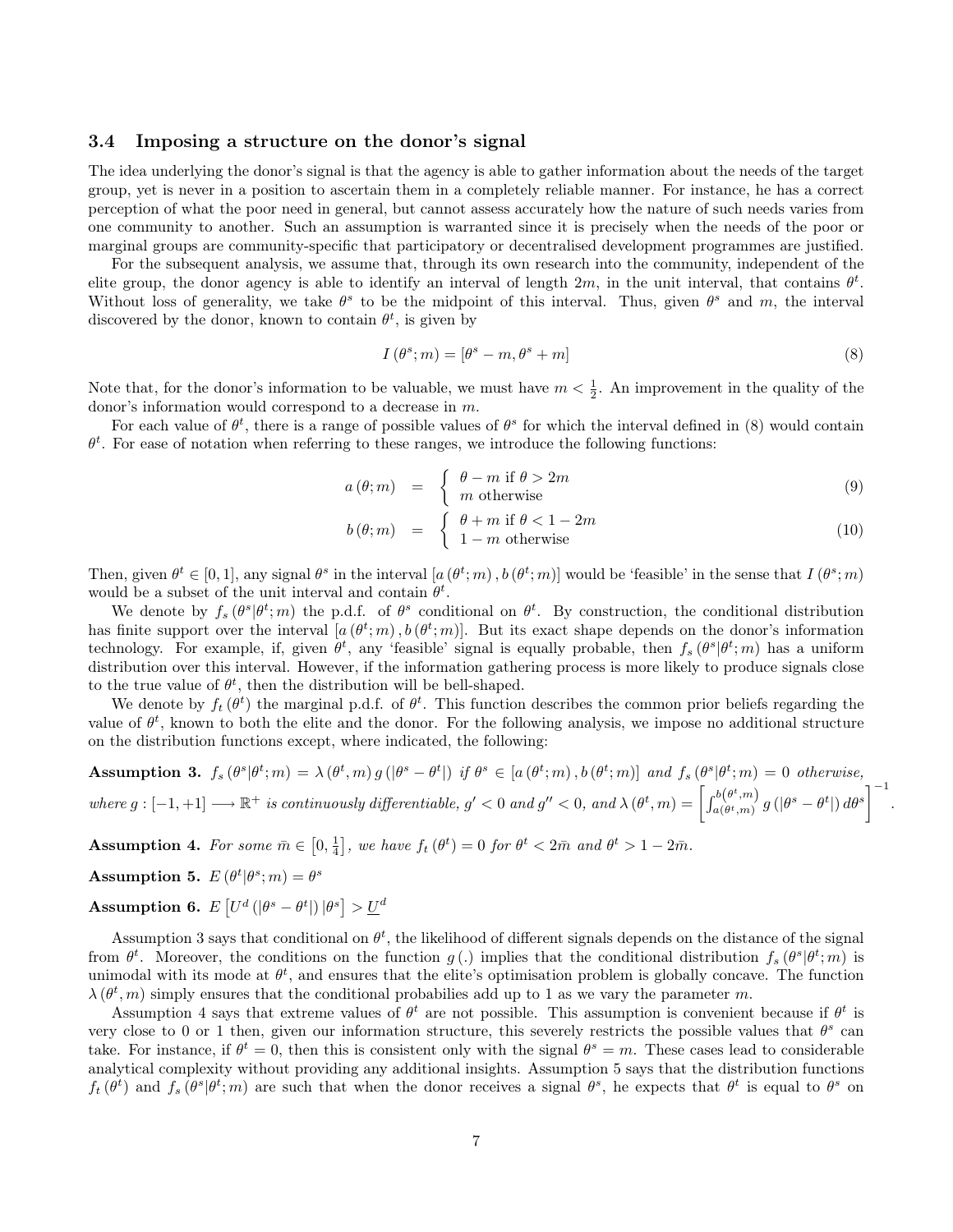### 3.4 Imposing a structure on the donor's signal

The idea underlying the donor's signal is that the agency is able to gather information about the needs of the target group, yet is never in a position to ascertain them in a completely reliable manner. For instance, he has a correct perception of what the poor need in general, but cannot assess accurately how the nature of such needs varies from one community to another. Such an assumption is warranted since it is precisely when the needs of the poor or marginal groups are community-specific that participatory or decentralised development programmes are justified.

For the subsequent analysis, we assume that, through its own research into the community, independent of the elite group, the donor agency is able to identify an interval of length $2m$, in the unit interval, that contains $\theta^t$. Without loss of generality, we take $\theta^s$ to be the midpoint of this interval. Thus, given $\theta^s$ and $m$, the interval discovered by the donor, known to contain $\theta^t$, is given by

$$I(\theta^s; m) = [\theta^s - m, \theta^s + m] \tag{8}$$

Note that, for the donor's information to be valuable, we must have $m < \frac{1}{2}$. An improvement in the quality of the donor's information would correspond to a decrease in $m$.

For each value of $\theta^t$, there is a range of possible values of $\theta^s$ for which the interval defined in (8) would contain $\theta^t$. For ease of notation when referring to these ranges, we introduce the following functions:

$$a(\theta; m) = \begin{cases} \theta - m \text{ if } \theta > 2m \\ m \text{ otherwise} \end{cases} \tag{9}$$

$$b(\theta; m) = \begin{cases} \theta + m \text{ if } \theta < 1 - 2m \\ 1 - m \text{ otherwise} \end{cases} \tag{10}$$

Then, given $\theta^t \in [0, 1]$, any signal $\theta^s$ in the interval $[a(\theta^t; m), b(\theta^t; m)]$ would be 'feasible' in the sense that $I(\theta^s; m)$ would be a subset of the unit interval and contain $\theta^t$.

We denote by $f_s(\theta^s|\theta^t; m)$ the p.d.f. of $\theta^s$ conditional on $\theta^t$. By construction, the conditional distribution has finite support over the interval $[a(\theta^t; m), b(\theta^t; m)]$. But its exact shape depends on the donor's information technology. For example, if, given $\theta^t$, any 'feasible' signal is equally probable, then $f_s(\theta^s|\theta^t; m)$ has a uniform distribution over this interval. However, if the information gathering process is more likely to produce signals close to the true value of $\theta^t$, then the distribution will be bell-shaped.

We denote by $f_t(\theta^t)$ the marginal p.d.f. of $\theta^t$. This function describes the common prior beliefs regarding the value of $\theta^t$, known to both the elite and the donor. For the following analysis, we impose no additional structure on the distribution functions except, where indicated, the following:

**Assumption 3.** *$f_s(\theta^s|\theta^t; m) = \lambda(\theta^t, m)\, g(|\theta^s - \theta^t|)$ if $\theta^s \in [a(\theta^t; m), b(\theta^t; m)]$ and $f_s(\theta^s|\theta^t; m) = 0$ otherwise, where $g : [-1, +1] \longrightarrow \mathbb{R}^+$ is continuously differentiable, $g' < 0$ and $g'' < 0$, and $\lambda(\theta^t, m) = \left[\int_{a(\theta^t,m)}^{b(\theta^t,m)} g(|\theta^s - \theta^t|)\, d\theta^s\right]^{-1}$.*

**Assumption 4.** *For some $\bar{m} \in \left[0, \frac{1}{4}\right]$, we have $f_t(\theta^t) = 0$ for $\theta^t < 2\bar{m}$ and $\theta^t > 1 - 2\bar{m}$.*

**Assumption 5.** *$E(\theta^t|\theta^s; m) = \theta^s$*

**Assumption 6.** *$E\left[U^d(|\theta^s - \theta^t|)\,|\theta^s\right] > \underline{U}^d$*

Assumption 3 says that conditional on $\theta^t$, the likelihood of different signals depends on the distance of the signal from $\theta^t$. Moreover, the conditions on the function $g(.)$ implies that the conditional distribution $f_s(\theta^s|\theta^t; m)$ is unimodal with its mode at $\theta^t$, and ensures that the elite's optimisation problem is globally concave. The function $\lambda(\theta^t, m)$ simply ensures that the conditional probabilities add up to 1 as we vary the parameter $m$.

Assumption 4 says that extreme values of $\theta^t$ are not possible. This assumption is convenient because if $\theta^t$ is very close to 0 or 1 then, given our information structure, this severely restricts the possible values that $\theta^s$ can take. For instance, if $\theta^t = 0$, then this is consistent only with the signal $\theta^s = m$. These cases lead to considerable analytical complexity without providing any additional insights. Assumption 5 says that the distribution functions $f_t(\theta^t)$ and $f_s(\theta^s|\theta^t; m)$ are such that when the donor receives a signal $\theta^s$, he expects that $\theta^t$ is equal to $\theta^s$ on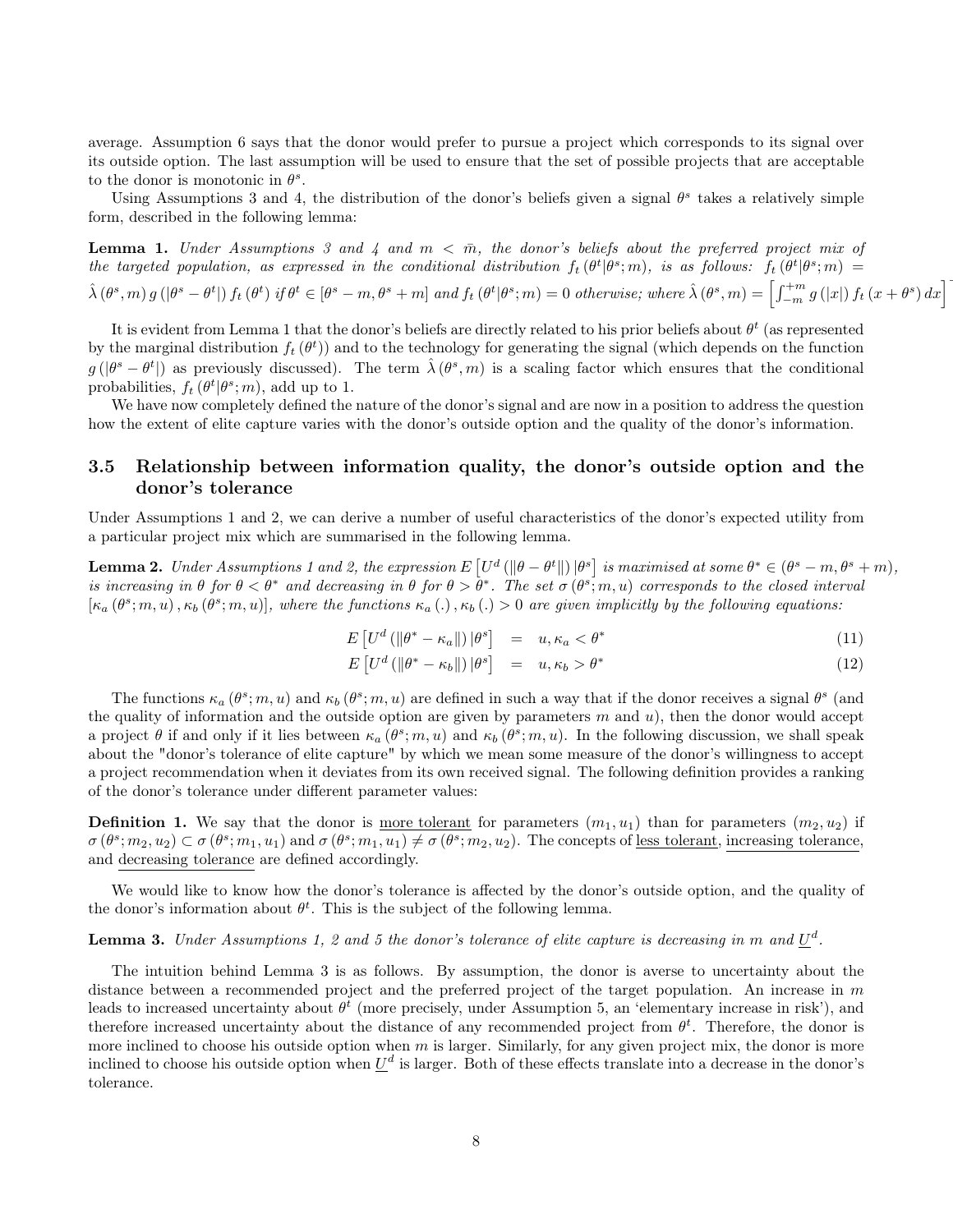average. Assumption 6 says that the donor would prefer to pursue a project which corresponds to its signal over its outside option. The last assumption will be used to ensure that the set of possible projects that are acceptable to the donor is monotonic in $\theta^s$.

Using Assumptions 3 and 4, the distribution of the donor's beliefs given a signal $\theta^s$ takes a relatively simple form, described in the following lemma:

**Lemma 1.** *Under Assumptions 3 and 4 and $m < \bar{m}$, the donor's beliefs about the preferred project mix of the targeted population, as expressed in the conditional distribution $f_t(\theta^t|\theta^s;m)$, is as follows: $f_t(\theta^t|\theta^s;m) = \hat{\lambda}(\theta^s,m)\, g(|\theta^s-\theta^t|)\, f_t(\theta^t)$ if $\theta^t \in [\theta^s - m, \theta^s + m]$ and $f_t(\theta^t|\theta^s;m) = 0$ otherwise; where $\hat{\lambda}(\theta^s,m) = \left[\int_{-m}^{+m} g(|x|)\, f_t(x+\theta^s)\, dx\right]^{-1}$*

It is evident from Lemma 1 that the donor's beliefs are directly related to his prior beliefs about $\theta^t$ (as represented by the marginal distribution $f_t(\theta^t)$) and to the technology for generating the signal (which depends on the function $g(|\theta^s-\theta^t|)$ as previously discussed). The term $\hat{\lambda}(\theta^s,m)$ is a scaling factor which ensures that the conditional probabilities, $f_t(\theta^t|\theta^s;m)$, add up to 1.

We have now completely defined the nature of the donor's signal and are now in a position to address the question how the extent of elite capture varies with the donor's outside option and the quality of the donor's information.

### 3.5 Relationship between information quality, the donor's outside option and the donor's tolerance

Under Assumptions 1 and 2, we can derive a number of useful characteristics of the donor's expected utility from a particular project mix which are summarised in the following lemma.

**Lemma 2.** *Under Assumptions 1 and 2, the expression $E\left[U^d(\|\theta-\theta^t\|)\,|\theta^s\right]$ is maximised at some $\theta^* \in (\theta^s - m, \theta^s + m)$, is increasing in $\theta$ for $\theta < \theta^*$ and decreasing in $\theta$ for $\theta > \theta^*$. The set $\sigma(\theta^s;m,u)$ corresponds to the closed interval $[\kappa_a(\theta^s;m,u), \kappa_b(\theta^s;m,u)]$, where the functions $\kappa_a(.), \kappa_b(.) > 0$ are given implicitly by the following equations:*

$$E\left[U^d(\|\theta^*-\kappa_a\|)\,|\theta^s\right] = u, \kappa_a < \theta^* \tag{11}$$

$$E\left[U^d(\|\theta^*-\kappa_b\|)\,|\theta^s\right] = u, \kappa_b > \theta^* \tag{12}$$

The functions $\kappa_a(\theta^s;m,u)$ and $\kappa_b(\theta^s;m,u)$ are defined in such a way that if the donor receives a signal $\theta^s$ (and the quality of information and the outside option are given by parameters $m$ and $u$), then the donor would accept a project $\theta$ if and only if it lies between $\kappa_a(\theta^s;m,u)$ and $\kappa_b(\theta^s;m,u)$. In the following discussion, we shall speak about the "donor's tolerance of elite capture" by which we mean some measure of the donor's willingness to accept a project recommendation when it deviates from its own received signal. The following definition provides a ranking of the donor's tolerance under different parameter values:

**Definition 1.** We say that the donor is more tolerant for parameters $(m_1,u_1)$ than for parameters $(m_2,u_2)$ if $\sigma(\theta^s;m_2,u_2) \subset \sigma(\theta^s;m_1,u_1)$ and $\sigma(\theta^s;m_1,u_1) \neq \sigma(\theta^s;m_2,u_2)$. The concepts of less tolerant, increasing tolerance, and decreasing tolerance are defined accordingly.

We would like to know how the donor's tolerance is affected by the donor's outside option, and the quality of the donor's information about $\theta^t$. This is the subject of the following lemma.

**Lemma 3.** *Under Assumptions 1, 2 and 5 the donor's tolerance of elite capture is decreasing in $m$ and $\underline{U}^d$.*

The intuition behind Lemma 3 is as follows. By assumption, the donor is averse to uncertainty about the distance between a recommended project and the preferred project of the target population. An increase in $m$ leads to increased uncertainty about $\theta^t$ (more precisely, under Assumption 5, an 'elementary increase in risk'), and therefore increased uncertainty about the distance of any recommended project from $\theta^t$. Therefore, the donor is more inclined to choose his outside option when $m$ is larger. Similarly, for any given project mix, the donor is more inclined to choose his outside option when $\underline{U}^d$ is larger. Both of these effects translate into a decrease in the donor's tolerance.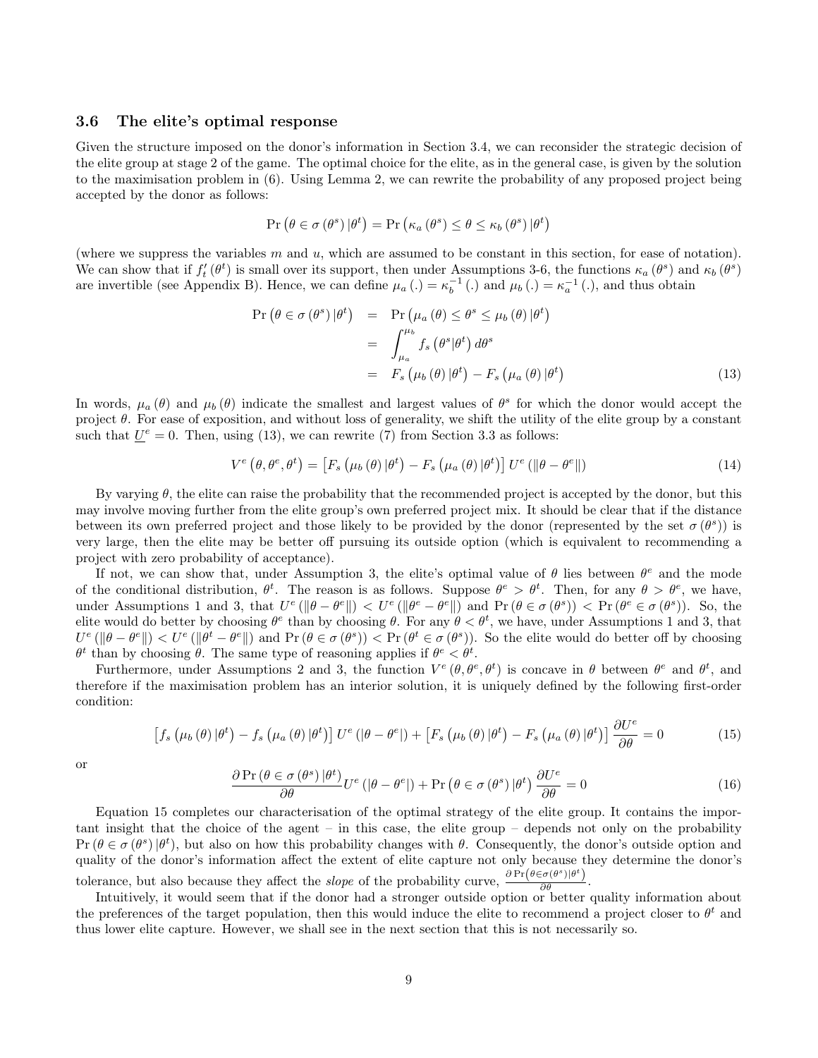### 3.6 The elite's optimal response

Given the structure imposed on the donor's information in Section 3.4, we can reconsider the strategic decision of the elite group at stage 2 of the game. The optimal choice for the elite, as in the general case, is given by the solution to the maximisation problem in (6). Using Lemma 2, we can rewrite the probability of any proposed project being accepted by the donor as follows:

$$\Pr\left(\theta \in \sigma\left(\theta^s\right)|\theta^t\right) = \Pr\left(\kappa_a\left(\theta^s\right) \leq \theta \leq \kappa_b\left(\theta^s\right)|\theta^t\right)$$

(where we suppress the variables $m$ and $u$, which are assumed to be constant in this section, for ease of notation). We can show that if $f_t'\left(\theta^t\right)$ is small over its support, then under Assumptions 3-6, the functions $\kappa_a\left(\theta^s\right)$ and $\kappa_b\left(\theta^s\right)$ are invertible (see Appendix B). Hence, we can define $\mu_a\left(.\right) = \kappa_b^{-1}\left(.\right)$ and $\mu_b\left(.\right) = \kappa_a^{-1}\left(.\right)$, and thus obtain

$$\begin{aligned}
\Pr\left(\theta \in \sigma\left(\theta^s\right)|\theta^t\right) &= \Pr\left(\mu_a\left(\theta\right) \leq \theta^s \leq \mu_b\left(\theta\right)|\theta^t\right) \\
&= \int_{\mu_a}^{\mu_b} f_s\left(\theta^s|\theta^t\right) d\theta^s \\
&= F_s\left(\mu_b\left(\theta\right)|\theta^t\right) - F_s\left(\mu_a\left(\theta\right)|\theta^t\right)
\end{aligned} \tag{13}$$

In words, $\mu_a\left(\theta\right)$ and $\mu_b\left(\theta\right)$ indicate the smallest and largest values of $\theta^s$ for which the donor would accept the project $\theta$. For ease of exposition, and without loss of generality, we shift the utility of the elite group by a constant such that $\underline{U}^e = 0$. Then, using (13), we can rewrite (7) from Section 3.3 as follows:

$$V^e\left(\theta, \theta^e, \theta^t\right) = \left[F_s\left(\mu_b\left(\theta\right)|\theta^t\right) - F_s\left(\mu_a\left(\theta\right)|\theta^t\right)\right] U^e\left(\|\theta - \theta^e\|\right) \tag{14}$$

By varying $\theta$, the elite can raise the probability that the recommended project is accepted by the donor, but this may involve moving further from the elite group's own preferred project mix. It should be clear that if the distance between its own preferred project and those likely to be provided by the donor (represented by the set $\sigma\left(\theta^s\right)$) is very large, then the elite may be better off pursuing its outside option (which is equivalent to recommending a project with zero probability of acceptance).

If not, we can show that, under Assumption 3, the elite's optimal value of $\theta$ lies between $\theta^e$ and the mode of the conditional distribution, $\theta^t$. The reason is as follows. Suppose $\theta^e > \theta^t$. Then, for any $\theta > \theta^e$, we have, under Assumptions 1 and 3, that $U^e\left(\|\theta - \theta^e\|\right) < U^e\left(\|\theta^e - \theta^e\|\right)$ and $\Pr\left(\theta \in \sigma\left(\theta^s\right)\right) < \Pr\left(\theta^e \in \sigma\left(\theta^s\right)\right)$. So, the elite would do better by choosing $\theta^e$ than by choosing $\theta$. For any $\theta < \theta^t$, we have, under Assumptions 1 and 3, that $U^e\left(\|\theta - \theta^e\|\right) < U^e\left(\|\theta^t - \theta^e\|\right)$ and $\Pr\left(\theta \in \sigma\left(\theta^s\right)\right) < \Pr\left(\theta^t \in \sigma\left(\theta^s\right)\right)$. So the elite would do better off by choosing $\theta^t$ than by choosing $\theta$. The same type of reasoning applies if $\theta^e < \theta^t$.

Furthermore, under Assumptions 2 and 3, the function $V^e\left(\theta, \theta^e, \theta^t\right)$ is concave in $\theta$ between $\theta^e$ and $\theta^t$, and therefore if the maximisation problem has an interior solution, it is uniquely defined by the following first-order condition:

$$\left[f_s\left(\mu_b\left(\theta\right)|\theta^t\right) - f_s\left(\mu_a\left(\theta\right)|\theta^t\right)\right] U^e\left(|\theta - \theta^e|\right) + \left[F_s\left(\mu_b\left(\theta\right)|\theta^t\right) - F_s\left(\mu_a\left(\theta\right)|\theta^t\right)\right] \frac{\partial U^e}{\partial \theta} = 0 \tag{15}$$

or

$$\frac{\partial \Pr\left(\theta \in \sigma\left(\theta^s\right)|\theta^t\right)}{\partial \theta} U^e\left(|\theta - \theta^e|\right) + \Pr\left(\theta \in \sigma\left(\theta^s\right)|\theta^t\right) \frac{\partial U^e}{\partial \theta} = 0 \tag{16}$$

Equation 15 completes our characterisation of the optimal strategy of the elite group. It contains the important insight that the choice of the agent – in this case, the elite group – depends not only on the probability $\Pr\left(\theta \in \sigma\left(\theta^s\right)|\theta^t\right)$, but also on how this probability changes with $\theta$. Consequently, the donor's outside option and quality of the donor's information affect the extent of elite capture not only because they determine the donor's tolerance, but also because they affect the *slope* of the probability curve, $\frac{\partial \Pr\left(\theta \in \sigma\left(\theta^s\right)|\theta^t\right)}{\partial \theta}$.

Intuitively, it would seem that if the donor had a stronger outside option or better quality information about the preferences of the target population, then this would induce the elite to recommend a project closer to $\theta^t$ and thus lower elite capture. However, we shall see in the next section that this is not necessarily so.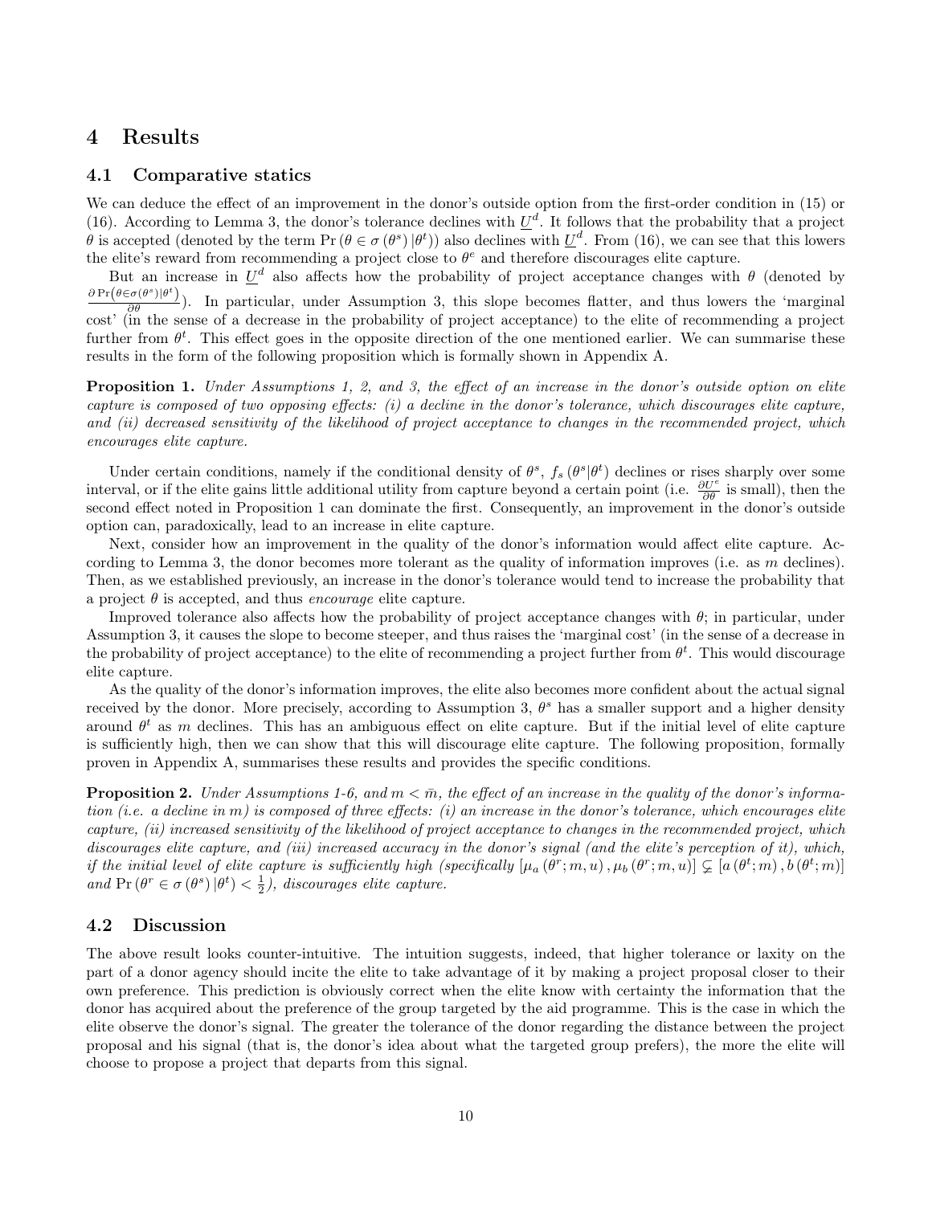# 4 Results

## 4.1 Comparative statics

We can deduce the effect of an improvement in the donor's outside option from the first-order condition in (15) or (16). According to Lemma 3, the donor's tolerance declines with $\underline{U}^d$. It follows that the probability that a project $\theta$ is accepted (denoted by the term $\Pr(\theta \in \sigma(\theta^s)|\theta^t)$) also declines with $\underline{U}^d$. From (16), we can see that this lowers the elite's reward from recommending a project close to $\theta^e$ and therefore discourages elite capture.

But an increase in $\underline{U}^d$ also affects how the probability of project acceptance changes with $\theta$ (denoted by $\frac{\partial \Pr(\theta \in \sigma(\theta^s)|\theta^t)}{\partial \theta}$). In particular, under Assumption 3, this slope becomes flatter, and thus lowers the 'marginal cost' (in the sense of a decrease in the probability of project acceptance) to the elite of recommending a project further from $\theta^t$. This effect goes in the opposite direction of the one mentioned earlier. We can summarise these results in the form of the following proposition which is formally shown in Appendix A.

**Proposition 1.** *Under Assumptions 1, 2, and 3, the effect of an increase in the donor's outside option on elite capture is composed of two opposing effects: (i) a decline in the donor's tolerance, which discourages elite capture, and (ii) decreased sensitivity of the likelihood of project acceptance to changes in the recommended project, which encourages elite capture.*

Under certain conditions, namely if the conditional density of $\theta^s$, $f_s(\theta^s|\theta^t)$ declines or rises sharply over some interval, or if the elite gains little additional utility from capture beyond a certain point (i.e. $\frac{\partial U^e}{\partial \theta}$ is small), then the second effect noted in Proposition 1 can dominate the first. Consequently, an improvement in the donor's outside option can, paradoxically, lead to an increase in elite capture.

Next, consider how an improvement in the quality of the donor's information would affect elite capture. According to Lemma 3, the donor becomes more tolerant as the quality of information improves (i.e. as $m$ declines). Then, as we established previously, an increase in the donor's tolerance would tend to increase the probability that a project $\theta$ is accepted, and thus *encourage* elite capture.

Improved tolerance also affects how the probability of project acceptance changes with $\theta$; in particular, under Assumption 3, it causes the slope to become steeper, and thus raises the 'marginal cost' (in the sense of a decrease in the probability of project acceptance) to the elite of recommending a project further from $\theta^t$. This would discourage elite capture.

As the quality of the donor's information improves, the elite also becomes more confident about the actual signal received by the donor. More precisely, according to Assumption 3, $\theta^s$ has a smaller support and a higher density around $\theta^t$ as $m$ declines. This has an ambiguous effect on elite capture. But if the initial level of elite capture is sufficiently high, then we can show that this will discourage elite capture. The following proposition, formally proven in Appendix A, summarises these results and provides the specific conditions.

**Proposition 2.** *Under Assumptions 1-6, and $m < \bar{m}$, the effect of an increase in the quality of the donor's information (i.e. a decline in $m$) is composed of three effects: (i) an increase in the donor's tolerance, which encourages elite capture, (ii) increased sensitivity of the likelihood of project acceptance to changes in the recommended project, which discourages elite capture, and (iii) increased accuracy in the donor's signal (and the elite's perception of it), which, if the initial level of elite capture is sufficiently high (specifically $[\mu_a(\theta^r; m, u), \mu_b(\theta^r; m, u)] \subsetneq [a(\theta^t; m), b(\theta^t; m)]$ and $\Pr(\theta^r \in \sigma(\theta^s)|\theta^t) < \frac{1}{2}$), discourages elite capture.*

## 4.2 Discussion

The above result looks counter-intuitive. The intuition suggests, indeed, that higher tolerance or laxity on the part of a donor agency should incite the elite to take advantage of it by making a project proposal closer to their own preference. This prediction is obviously correct when the elite know with certainty the information that the donor has acquired about the preference of the group targeted by the aid programme. This is the case in which the elite observe the donor's signal. The greater the tolerance of the donor regarding the distance between the project proposal and his signal (that is, the donor's idea about what the targeted group prefers), the more the elite will choose to propose a project that departs from this signal.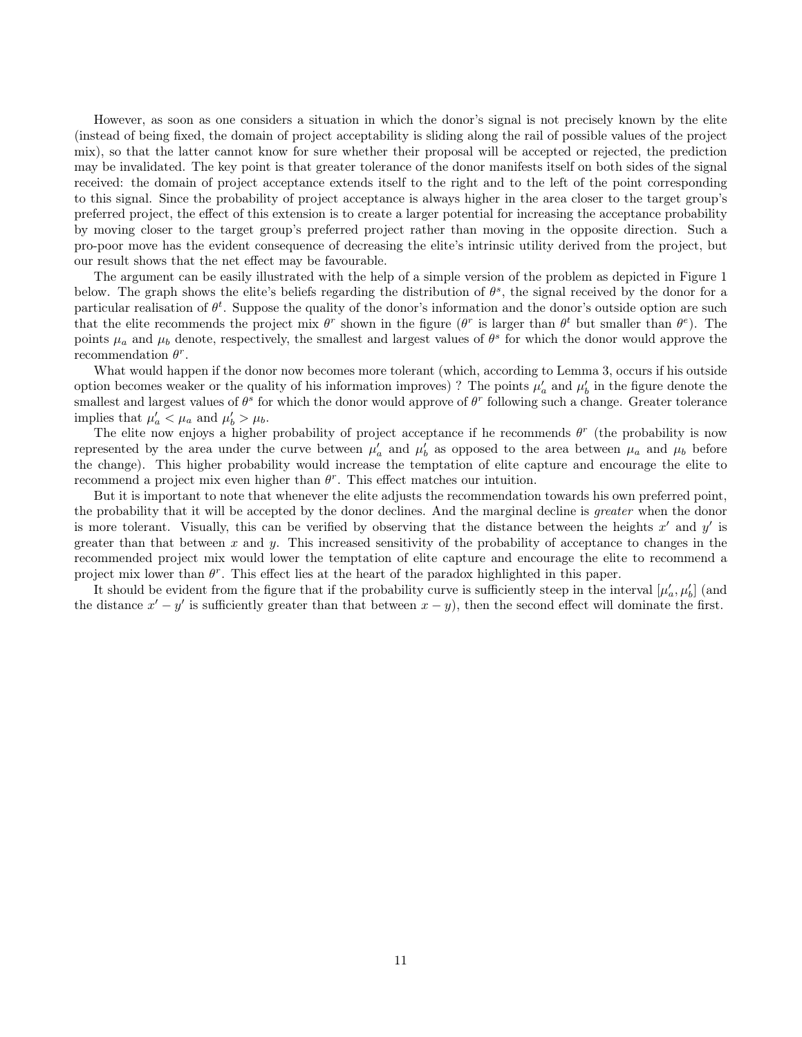However, as soon as one considers a situation in which the donor's signal is not precisely known by the elite (instead of being fixed, the domain of project acceptability is sliding along the rail of possible values of the project mix), so that the latter cannot know for sure whether their proposal will be accepted or rejected, the prediction may be invalidated. The key point is that greater tolerance of the donor manifests itself on both sides of the signal received: the domain of project acceptance extends itself to the right and to the left of the point corresponding to this signal. Since the probability of project acceptance is always higher in the area closer to the target group's preferred project, the effect of this extension is to create a larger potential for increasing the acceptance probability by moving closer to the target group's preferred project rather than moving in the opposite direction. Such a pro-poor move has the evident consequence of decreasing the elite's intrinsic utility derived from the project, but our result shows that the net effect may be favourable.

The argument can be easily illustrated with the help of a simple version of the problem as depicted in Figure 1 below. The graph shows the elite's beliefs regarding the distribution of $\theta^s$, the signal received by the donor for a particular realisation of $\theta^t$. Suppose the quality of the donor's information and the donor's outside option are such that the elite recommends the project mix $\theta^r$ shown in the figure ($\theta^r$ is larger than $\theta^t$ but smaller than $\theta^e$). The points $\mu_a$ and $\mu_b$ denote, respectively, the smallest and largest values of $\theta^s$ for which the donor would approve the recommendation $\theta^r$.

What would happen if the donor now becomes more tolerant (which, according to Lemma 3, occurs if his outside option becomes weaker or the quality of his information improves) ? The points $\mu'_a$ and $\mu'_b$ in the figure denote the smallest and largest values of $\theta^s$ for which the donor would approve of $\theta^r$ following such a change. Greater tolerance implies that $\mu'_a < \mu_a$ and $\mu'_b > \mu_b$.

The elite now enjoys a higher probability of project acceptance if he recommends $\theta^r$ (the probability is now represented by the area under the curve between $\mu'_a$ and $\mu'_b$ as opposed to the area between $\mu_a$ and $\mu_b$ before the change). This higher probability would increase the temptation of elite capture and encourage the elite to recommend a project mix even higher than $\theta^r$. This effect matches our intuition.

But it is important to note that whenever the elite adjusts the recommendation towards his own preferred point, the probability that it will be accepted by the donor declines. And the marginal decline is *greater* when the donor is more tolerant. Visually, this can be verified by observing that the distance between the heights $x'$ and $y'$ is greater than that between $x$ and $y$. This increased sensitivity of the probability of acceptance to changes in the recommended project mix would lower the temptation of elite capture and encourage the elite to recommend a project mix lower than $\theta^r$. This effect lies at the heart of the paradox highlighted in this paper.

It should be evident from the figure that if the probability curve is sufficiently steep in the interval $[\mu'_a, \mu'_b]$ (and the distance $x' - y'$ is sufficiently greater than that between $x - y$), then the second effect will dominate the first.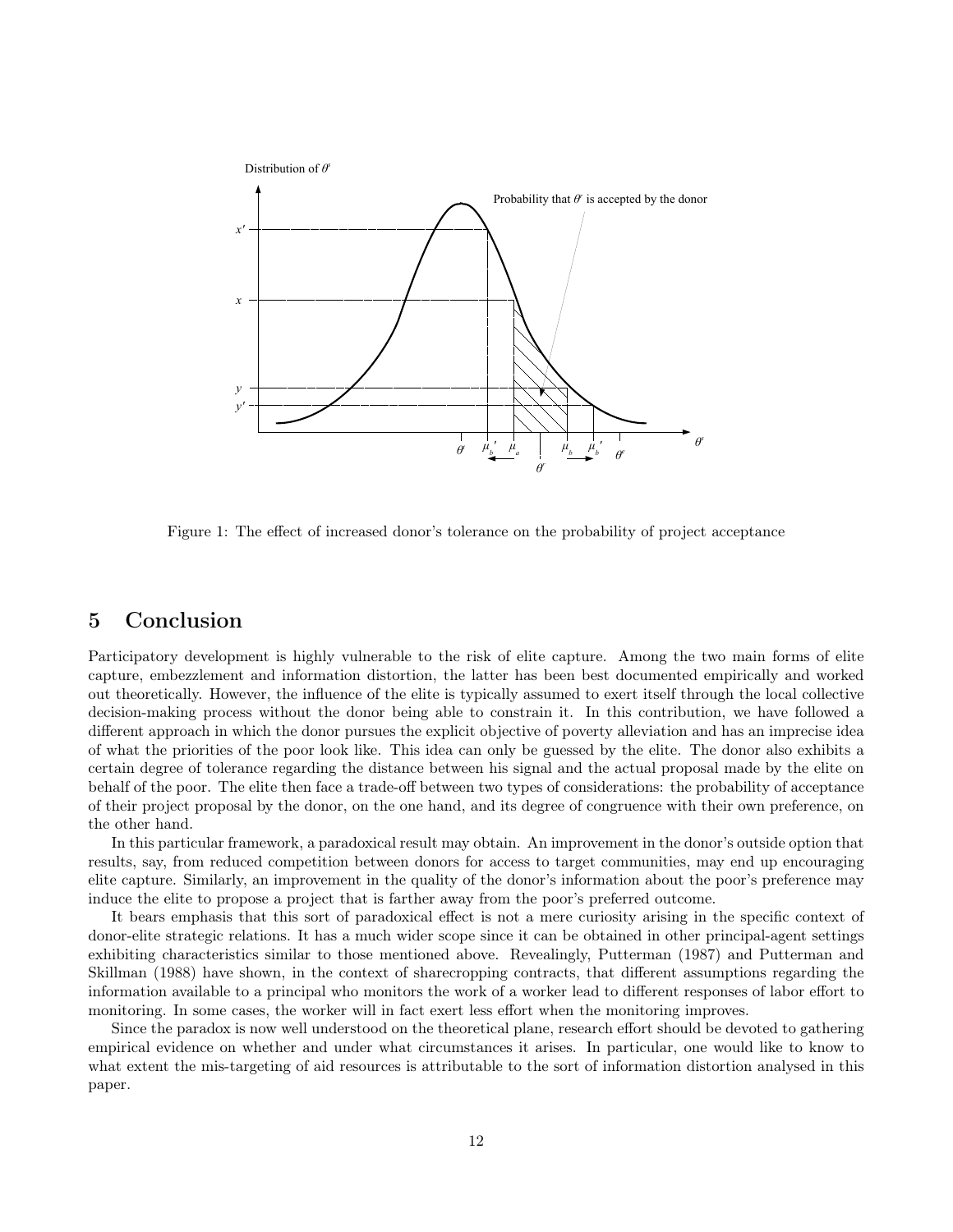Figure 1: The effect of increased donor's tolerance on the probability of project acceptance

## 5 Conclusion

Participatory development is highly vulnerable to the risk of elite capture. Among the two main forms of elite capture, embezzlement and information distortion, the latter has been best documented empirically and worked out theoretically. However, the influence of the elite is typically assumed to exert itself through the local collective decision-making process without the donor being able to constrain it. In this contribution, we have followed a different approach in which the donor pursues the explicit objective of poverty alleviation and has an imprecise idea of what the priorities of the poor look like. This idea can only be guessed by the elite. The donor also exhibits a certain degree of tolerance regarding the distance between his signal and the actual proposal made by the elite on behalf of the poor. The elite then face a trade-off between two types of considerations: the probability of acceptance of their project proposal by the donor, on the one hand, and its degree of congruence with their own preference, on the other hand.

In this particular framework, a paradoxical result may obtain. An improvement in the donor's outside option that results, say, from reduced competition between donors for access to target communities, may end up encouraging elite capture. Similarly, an improvement in the quality of the donor's information about the poor's preference may induce the elite to propose a project that is farther away from the poor's preferred outcome.

It bears emphasis that this sort of paradoxical effect is not a mere curiosity arising in the specific context of donor-elite strategic relations. It has a much wider scope since it can be obtained in other principal-agent settings exhibiting characteristics similar to those mentioned above. Revealingly, Putterman (1987) and Putterman and Skillman (1988) have shown, in the context of sharecropping contracts, that different assumptions regarding the information available to a principal who monitors the work of a worker lead to different responses of labor effort to monitoring. In some cases, the worker will in fact exert less effort when the monitoring improves.

Since the paradox is now well understood on the theoretical plane, research effort should be devoted to gathering empirical evidence on whether and under what circumstances it arises. In particular, one would like to know to what extent the mis-targeting of aid resources is attributable to the sort of information distortion analysed in this paper.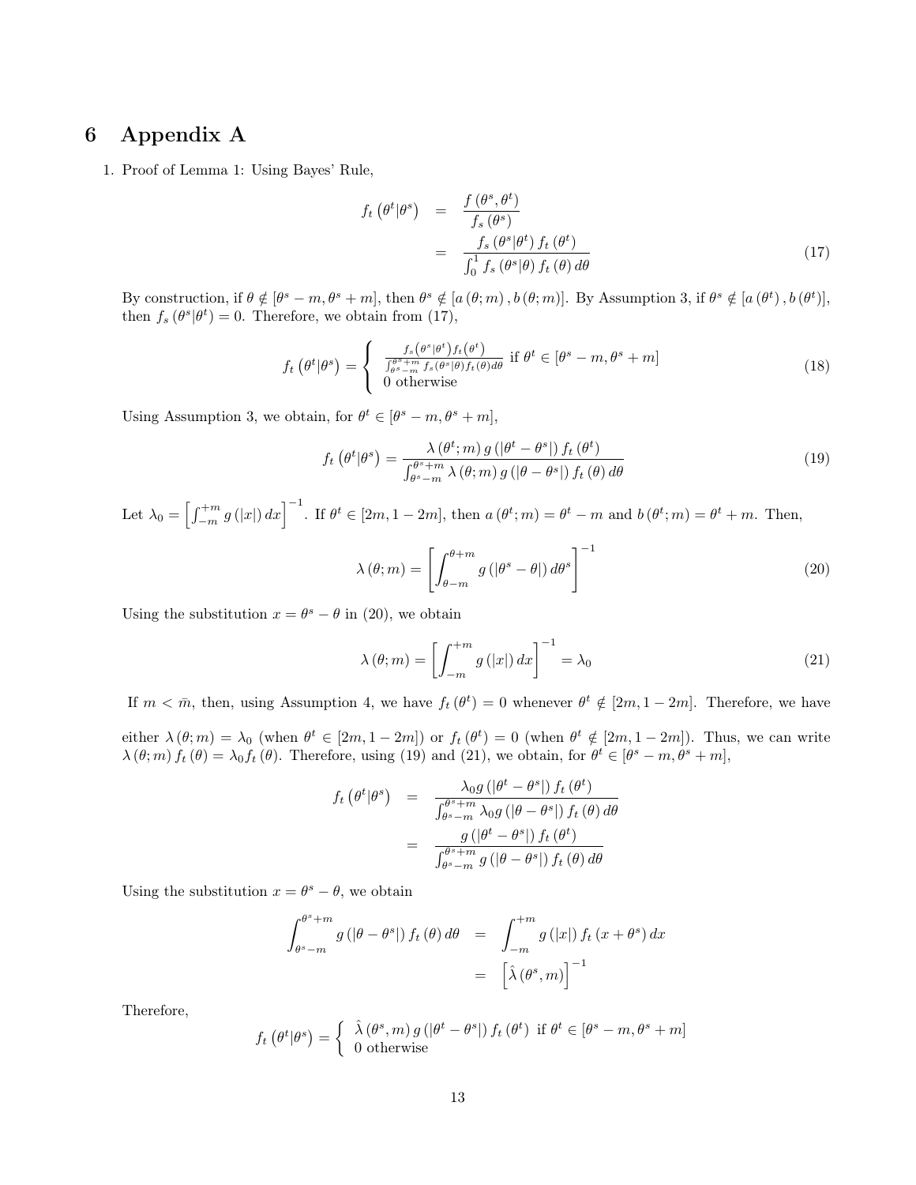# 6 Appendix A

1. Proof of Lemma 1: Using Bayes' Rule,

$$
\begin{aligned}
f_t\left(\theta^t|\theta^s\right) &= \frac{f\left(\theta^s,\theta^t\right)}{f_s\left(\theta^s\right)} \\
&= \frac{f_s\left(\theta^s|\theta^t\right) f_t\left(\theta^t\right)}{\int_0^1 f_s\left(\theta^s|\theta\right) f_t\left(\theta\right) d\theta} \qquad (17)
\end{aligned}
$$

By construction, if $\theta \notin [\theta^s - m, \theta^s + m]$, then $\theta^s \notin [a(\theta; m), b(\theta; m)]$. By Assumption 3, if $\theta^s \notin [a(\theta^t), b(\theta^t)]$, then $f_s(\theta^s|\theta^t) = 0$. Therefore, we obtain from (17),

$$
f_t\left(\theta^t|\theta^s\right) = \begin{cases} \frac{f_s\left(\theta^s|\theta^t\right) f_t\left(\theta^t\right)}{\int_{\theta^s-m}^{\theta^s+m} f_s\left(\theta^s|\theta\right) f_t\left(\theta\right) d\theta} & \text{if } \theta^t \in [\theta^s - m, \theta^s + m] \\ 0 \text{ otherwise} \end{cases} \qquad (18)
$$

Using Assumption 3, we obtain, for $\theta^t \in [\theta^s - m, \theta^s + m]$,

$$
f_t\left(\theta^t|\theta^s\right) = \frac{\lambda\left(\theta^t; m\right) g\left(\left|\theta^t - \theta^s\right|\right) f_t\left(\theta^t\right)}{\int_{\theta^s-m}^{\theta^s+m} \lambda\left(\theta; m\right) g\left(\left|\theta - \theta^s\right|\right) f_t\left(\theta\right) d\theta} \qquad (19)
$$

Let $\lambda_0 = \left[\int_{-m}^{+m} g\left(|x|\right) dx\right]^{-1}$. If $\theta^t \in [2m, 1-2m]$, then $a\left(\theta^t; m\right) = \theta^t - m$ and $b\left(\theta^t; m\right) = \theta^t + m$. Then,

$$
\lambda\left(\theta; m\right) = \left[\int_{\theta-m}^{\theta+m} g\left(\left|\theta^s - \theta\right|\right) d\theta^s\right]^{-1} \qquad (20)
$$

Using the substitution $x = \theta^s - \theta$ in (20), we obtain

$$
\lambda\left(\theta; m\right) = \left[\int_{-m}^{+m} g\left(|x|\right) dx\right]^{-1} = \lambda_0 \qquad (21)
$$

If $m < \bar{m}$, then, using Assumption 4, we have $f_t\left(\theta^t\right) = 0$ whenever $\theta^t \notin [2m, 1-2m]$. Therefore, we have either $\lambda\left(\theta; m\right) = \lambda_0$ (when $\theta^t \in [2m, 1-2m]$) or $f_t\left(\theta^t\right) = 0$ (when $\theta^t \notin [2m, 1-2m]$). Thus, we can write $\lambda\left(\theta; m\right) f_t\left(\theta\right) = \lambda_0 f_t\left(\theta\right)$. Therefore, using (19) and (21), we obtain, for $\theta^t \in [\theta^s - m, \theta^s + m]$,

$$
\begin{aligned}
f_t\left(\theta^t|\theta^s\right) &= \frac{\lambda_0 g\left(\left|\theta^t - \theta^s\right|\right) f_t\left(\theta^t\right)}{\int_{\theta^s-m}^{\theta^s+m} \lambda_0 g\left(\left|\theta - \theta^s\right|\right) f_t\left(\theta\right) d\theta} \\
&= \frac{g\left(\left|\theta^t - \theta^s\right|\right) f_t\left(\theta^t\right)}{\int_{\theta^s-m}^{\theta^s+m} g\left(\left|\theta - \theta^s\right|\right) f_t\left(\theta\right) d\theta}
\end{aligned}
$$

Using the substitution $x = \theta^s - \theta$, we obtain

$$
\begin{aligned}
\int_{\theta^s-m}^{\theta^s+m} g\left(\left|\theta - \theta^s\right|\right) f_t\left(\theta\right) d\theta &= \int_{-m}^{+m} g\left(|x|\right) f_t\left(x + \theta^s\right) dx \\
&= \left[\hat{\lambda}\left(\theta^s, m\right)\right]^{-1}
\end{aligned}
$$

Therefore,

$$
f_t\left(\theta^t|\theta^s\right) = \begin{cases} \hat{\lambda}\left(\theta^s, m\right) g\left(\left|\theta^t - \theta^s\right|\right) f_t\left(\theta^t\right) & \text{if } \theta^t \in [\theta^s - m, \theta^s + m] \\ 0 \text{ otherwise} \end{cases}
$$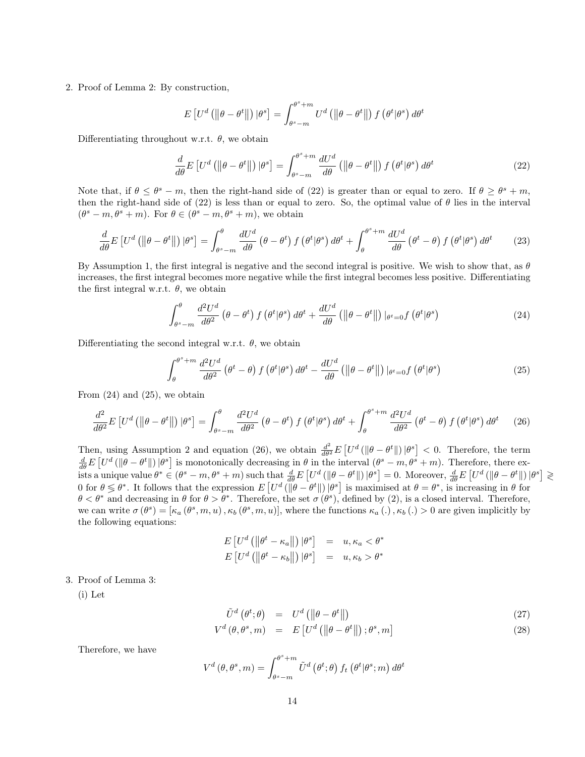2. Proof of Lemma 2: By construction,

$$E\left[U^d\left(\left\|\theta-\theta^t\right\|\right)|\theta^s\right]=\int_{\theta^s-m}^{\theta^s+m}U^d\left(\left\|\theta-\theta^t\right\|\right)f\left(\theta^t|\theta^s\right)d\theta^t$$

Differentiating throughout w.r.t. $\theta$, we obtain

$$\frac{d}{d\theta}E\left[U^d\left(\left\|\theta-\theta^t\right\|\right)|\theta^s\right]=\int_{\theta^s-m}^{\theta^s+m}\frac{dU^d}{d\theta}\left(\left\|\theta-\theta^t\right\|\right)f\left(\theta^t|\theta^s\right)d\theta^t \tag{22}$$

Note that, if $\theta\leq\theta^s-m$, then the right-hand side of (22) is greater than or equal to zero. If $\theta\geq\theta^s+m$, then the right-hand side of (22) is less than or equal to zero. So, the optimal value of $\theta$ lies in the interval $(\theta^s-m,\theta^s+m)$. For $\theta\in(\theta^s-m,\theta^s+m)$, we obtain

$$\frac{d}{d\theta}E\left[U^d\left(\left\|\theta-\theta^t\right\|\right)|\theta^s\right]=\int_{\theta^s-m}^{\theta}\frac{dU^d}{d\theta}\left(\theta-\theta^t\right)f\left(\theta^t|\theta^s\right)d\theta^t+\int_{\theta}^{\theta^s+m}\frac{dU^d}{d\theta}\left(\theta^t-\theta\right)f\left(\theta^t|\theta^s\right)d\theta^t \tag{23}$$

By Assumption 1, the first integral is negative and the second integral is positive. We wish to show that, as $\theta$ increases, the first integral becomes more negative while the first integral becomes less positive. Differentiating the first integral w.r.t. $\theta$, we obtain

$$\int_{\theta^s-m}^{\theta}\frac{d^2U^d}{d\theta^2}\left(\theta-\theta^t\right)f\left(\theta^t|\theta^s\right)d\theta^t+\frac{dU^d}{d\theta}\left(\left\|\theta-\theta^t\right\|\right)|_{\theta^t=0}f\left(\theta^t|\theta^s\right) \tag{24}$$

Differentiating the second integral w.r.t. $\theta$, we obtain

$$\int_{\theta}^{\theta^s+m}\frac{d^2U^d}{d\theta^2}\left(\theta^t-\theta\right)f\left(\theta^t|\theta^s\right)d\theta^t-\frac{dU^d}{d\theta}\left(\left\|\theta-\theta^t\right\|\right)|_{\theta^t=0}f\left(\theta^t|\theta^s\right) \tag{25}$$

From (24) and (25), we obtain

$$\frac{d^2}{d\theta^2}E\left[U^d\left(\left\|\theta-\theta^t\right\|\right)|\theta^s\right]=\int_{\theta^s-m}^{\theta}\frac{d^2U^d}{d\theta^2}\left(\theta-\theta^t\right)f\left(\theta^t|\theta^s\right)d\theta^t+\int_{\theta}^{\theta^s+m}\frac{d^2U^d}{d\theta^2}\left(\theta^t-\theta\right)f\left(\theta^t|\theta^s\right)d\theta^t \tag{26}$$

Then, using Assumption 2 and equation (26), we obtain $\frac{d^2}{d\theta^2}E\left[U^d\left(\left\|\theta-\theta^t\right\|\right)|\theta^s\right]<0$. Therefore, the term $\frac{d}{d\theta}E\left[U^d\left(\left\|\theta-\theta^t\right\|\right)|\theta^s\right]$ is monotonically decreasing in $\theta$ in the interval $(\theta^s-m,\theta^s+m)$. Therefore, there exists a unique value $\theta^*\in(\theta^s-m,\theta^s+m)$ such that $\frac{d}{d\theta}E\left[U^d\left(\left\|\theta-\theta^t\right\|\right)|\theta^s\right]=0$. Moreover, $\frac{d}{d\theta}E\left[U^d\left(\left\|\theta-\theta^t\right\|\right)|\theta^s\right]\gtreqless 0$ for $\theta\lesseqgtr\theta^*$. It follows that the expression $E\left[U^d\left(\left\|\theta-\theta^t\right\|\right)|\theta^s\right]$ is maximised at $\theta=\theta^*$, is increasing in $\theta$ for $\theta<\theta^*$ and decreasing in $\theta$ for $\theta>\theta^*$. Therefore, the set $\sigma(\theta^s)$, defined by (2), is a closed interval. Therefore, we can write $\sigma(\theta^s)=[\kappa_a(\theta^s,m,u),\kappa_b(\theta^s,m,u)]$, where the functions $\kappa_a(.),\kappa_b(.)>0$ are given implicitly by the following equations:

$$\begin{aligned}E\left[U^d\left(\left\|\theta^t-\kappa_a\right\|\right)|\theta^s\right]&=u,\kappa_a<\theta^*\\E\left[U^d\left(\left\|\theta^t-\kappa_b\right\|\right)|\theta^s\right]&=u,\kappa_b>\theta^*\end{aligned}$$

3. Proof of Lemma 3:

(i) Let

$$\tilde{U}^d\left(\theta^t;\theta\right)=U^d\left(\left\|\theta-\theta^t\right\|\right) \tag{27}$$

$$V^d\left(\theta,\theta^s,m\right)=E\left[U^d\left(\left\|\theta-\theta^t\right\|\right);\theta^s,m\right] \tag{28}$$

Therefore, we have

$$V^d\left(\theta,\theta^s,m\right)=\int_{\theta^s-m}^{\theta^s+m}\tilde{U}^d\left(\theta^t;\theta\right)f_t\left(\theta^t|\theta^s;m\right)d\theta^t$$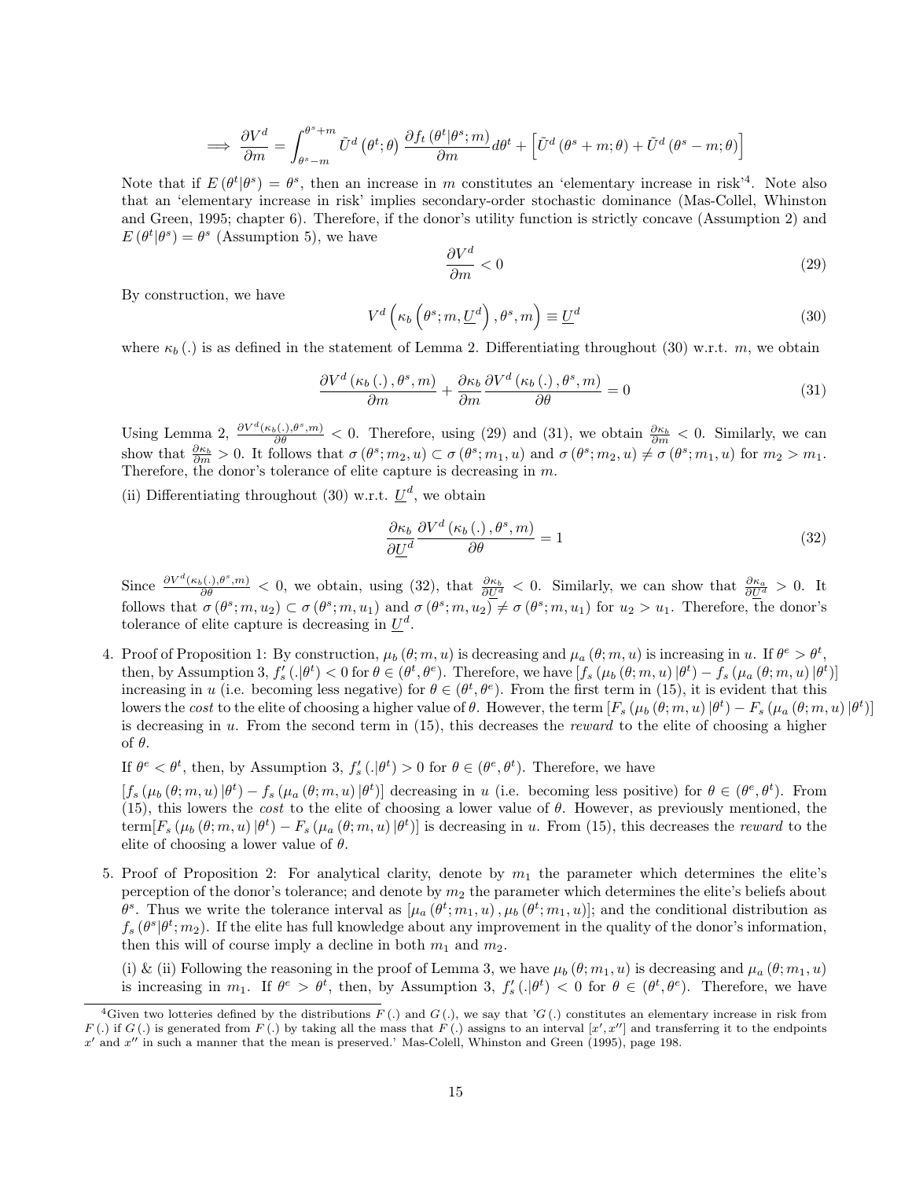$$\implies \frac{\partial V^d}{\partial m} = \int_{\theta^s - m}^{\theta^s + m} \tilde{U}^d\left(\theta^t; \theta\right) \frac{\partial f_t\left(\theta^t | \theta^s; m\right)}{\partial m} d\theta^t + \left[\tilde{U}^d\left(\theta^s + m; \theta\right) + \tilde{U}^d\left(\theta^s - m; \theta\right)\right]$$

Note that if $E\left(\theta^t | \theta^s\right) = \theta^s$, then an increase in $m$ constitutes an 'elementary increase in risk'[4]. Note also that an 'elementary increase in risk' implies secondary-order stochastic dominance (Mas-Collel, Whinston and Green, 1995; chapter 6). Therefore, if the donor's utility function is strictly concave (Assumption 2) and $E\left(\theta^t | \theta^s\right) = \theta^s$ (Assumption 5), we have

$$\frac{\partial V^d}{\partial m} < 0 \tag{29}$$

By construction, we have

$$V^d\left(\kappa_b\left(\theta^s; m, \underline{U}^d\right), \theta^s, m\right) \equiv \underline{U}^d \tag{30}$$

where $\kappa_b(.)$ is as defined in the statement of Lemma 2. Differentiating throughout (30) w.r.t. $m$, we obtain

$$\frac{\partial V^d\left(\kappa_b(.), \theta^s, m\right)}{\partial m} + \frac{\partial \kappa_b}{\partial m} \frac{\partial V^d\left(\kappa_b(.), \theta^s, m\right)}{\partial \theta} = 0 \tag{31}$$

Using Lemma 2, $\frac{\partial V^d(\kappa_b(.), \theta^s, m)}{\partial \theta} < 0$. Therefore, using (29) and (31), we obtain $\frac{\partial \kappa_b}{\partial m} < 0$. Similarly, we can show that $\frac{\partial \kappa_b}{\partial m} > 0$. It follows that $\sigma\left(\theta^s; m_2, u\right) \subset \sigma\left(\theta^s; m_1, u\right)$ and $\sigma\left(\theta^s; m_2, u\right) \neq \sigma\left(\theta^s; m_1, u\right)$ for $m_2 > m_1$. Therefore, the donor's tolerance of elite capture is decreasing in $m$.

(ii) Differentiating throughout (30) w.r.t. $\underline{U}^d$, we obtain

$$\frac{\partial \kappa_b}{\partial \underline{U}^d} \frac{\partial V^d\left(\kappa_b(.), \theta^s, m\right)}{\partial \theta} = 1 \tag{32}$$

Since $\frac{\partial V^d(\kappa_b(.), \theta^s, m)}{\partial \theta} < 0$, we obtain, using (32), that $\frac{\partial \kappa_b}{\partial \underline{U}^d} < 0$. Similarly, we can show that $\frac{\partial \kappa_a}{\partial \underline{U}^d} > 0$. It follows that $\sigma\left(\theta^s; m, u_2\right) \subset \sigma\left(\theta^s; m, u_1\right)$ and $\sigma\left(\theta^s; m, u_2\right) \neq \sigma\left(\theta^s; m, u_1\right)$ for $u_2 > u_1$. Therefore, the donor's tolerance of elite capture is decreasing in $\underline{U}^d$.

4. Proof of Proposition 1: By construction, $\mu_b(\theta; m, u)$ is decreasing and $\mu_a(\theta; m, u)$ is increasing in $u$. If $\theta^e > \theta^t$, then, by Assumption 3, $f_s'(.|\theta^t) < 0$ for $\theta \in (\theta^t, \theta^e)$. Therefore, we have $\left[f_s\left(\mu_b(\theta; m, u) | \theta^t\right) - f_s\left(\mu_a(\theta; m, u) | \theta^t\right)\right]$ increasing in $u$ (i.e. becoming less negative) for $\theta \in (\theta^t, \theta^e)$. From the first term in (15), it is evident that this lowers the *cost* to the elite of choosing a higher value of $\theta$. However, the term $\left[F_s\left(\mu_b(\theta; m, u) | \theta^t\right) - F_s\left(\mu_a(\theta; m, u) | \theta^t\right)\right]$ is decreasing in $u$. From the second term in (15), this decreases the *reward* to the elite of choosing a higher of $\theta$.

   If $\theta^e < \theta^t$, then, by Assumption 3, $f_s'(.|\theta^t) > 0$ for $\theta \in (\theta^e, \theta^t)$. Therefore, we have

   $\left[f_s\left(\mu_b(\theta; m, u) | \theta^t\right) - f_s\left(\mu_a(\theta; m, u) | \theta^t\right)\right]$ decreasing in $u$ (i.e. becoming less positive) for $\theta \in (\theta^e, \theta^t)$. From (15), this lowers the *cost* to the elite of choosing a lower value of $\theta$. However, as previously mentioned, the term$\left[F_s\left(\mu_b(\theta; m, u) | \theta^t\right) - F_s\left(\mu_a(\theta; m, u) | \theta^t\right)\right]$ is decreasing in $u$. From (15), this decreases the *reward* to the elite of choosing a lower value of $\theta$.

5. Proof of Proposition 2: For analytical clarity, denote by $m_1$ the parameter which determines the elite's perception of the donor's tolerance; and denote by $m_2$ the parameter which determines the elite's beliefs about $\theta^s$. Thus we write the tolerance interval as $\left[\mu_a\left(\theta^t; m_1, u\right), \mu_b\left(\theta^t; m_1, u\right)\right]$; and the conditional distribution as $f_s\left(\theta^s | \theta^t; m_2\right)$. If the elite has full knowledge about any improvement in the quality of the donor's information, then this will of course imply a decline in both $m_1$ and $m_2$.

   (i) & (ii) Following the reasoning in the proof of Lemma 3, we have $\mu_b(\theta; m_1, u)$ is decreasing and $\mu_a(\theta; m_1, u)$ is increasing in $m_1$. If $\theta^e > \theta^t$, then, by Assumption 3, $f_s'(.|\theta^t) < 0$ for $\theta \in (\theta^t, \theta^e)$. Therefore, we have

[4] Given two lotteries defined by the distributions $F(.)$ and $G(.)$, we say that '$G(.)$ constitutes an elementary increase in risk from $F(.)$ if $G(.)$ is generated from $F(.)$ by taking all the mass that $F(.)$ assigns to an interval $[x', x'']$ and transferring it to the endpoints $x'$ and $x''$ in such a manner that the mean is preserved.' Mas-Colell, Whinston and Green (1995), page 198.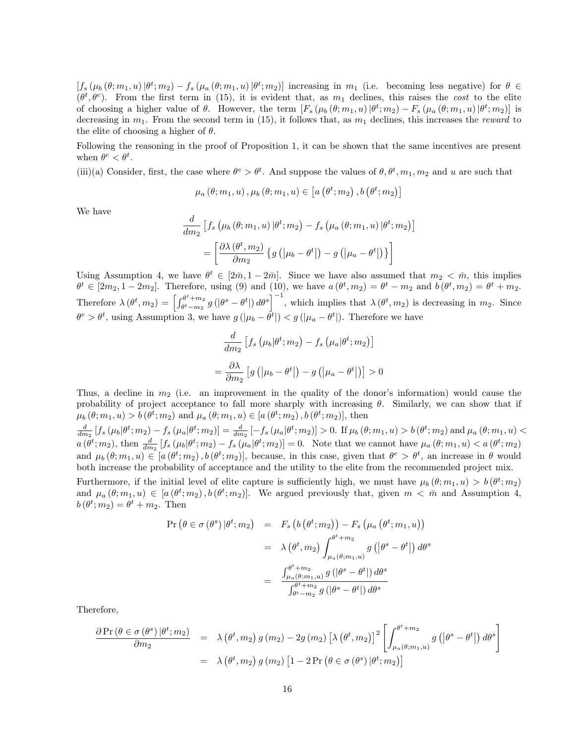$[f_s(\mu_b(\theta;m_1,u)|\theta^t;m_2) - f_s(\mu_a(\theta;m_1,u)|\theta^t;m_2)]$ increasing in $m_1$ (i.e. becoming less negative) for $\theta \in (\theta^t,\theta^e)$. From the first term in (15), it is evident that, as $m_1$ declines, this raises the *cost* to the elite of choosing a higher value of $\theta$. However, the term $[F_s(\mu_b(\theta;m_1,u)|\theta^t;m_2) - F_s(\mu_a(\theta;m_1,u)|\theta^t;m_2)]$ is decreasing in $m_1$. From the second term in (15), it follows that, as $m_1$ declines, this increases the *reward* to the elite of choosing a higher of $\theta$.

Following the reasoning in the proof of Proposition 1, it can be shown that the same incentives are present when $\theta^e < \theta^t$.

(iii)(a) Consider, first, the case where $\theta^e > \theta^t$. And suppose the values of $\theta, \theta^t, m_1, m_2$ and $u$ are such that

$$\mu_a(\theta;m_1,u), \mu_b(\theta;m_1,u) \in \left[a\left(\theta^t;m_2\right), b\left(\theta^t;m_2\right)\right]$$

We have

$$\begin{aligned}
&\frac{d}{dm_2}\left[f_s\left(\mu_b(\theta;m_1,u)|\theta^t;m_2\right) - f_s\left(\mu_a(\theta;m_1,u)|\theta^t;m_2\right)\right] \\
&= \left[\frac{\partial\lambda(\theta^t,m_2)}{\partial m_2}\left\{g\left(\left|\mu_b-\theta^t\right|\right) - g\left(\left|\mu_a-\theta^t\right|\right)\right\}\right]
\end{aligned}$$

Using Assumption 4, we have $\theta^t \in [2\bar{m}, 1-2\bar{m}]$. Since we have also assumed that $m_2 < \bar{m}$, this implies $\theta^t \in [2m_2, 1-2m_2]$. Therefore, using (9) and (10), we have $a(\theta^t,m_2) = \theta^t - m_2$ and $b(\theta^t,m_2) = \theta^t + m_2$. Therefore $\lambda(\theta^t,m_2) = \left[\int_{\theta^t-m_2}^{\theta^t+m_2} g(|\theta^s-\theta^t|)\,d\theta^s\right]^{-1}$, which implies that $\lambda(\theta^t,m_2)$ is decreasing in $m_2$. Since $\theta^e > \theta^t$, using Assumption 3, we have $g(|\mu_b-\theta^t|) < g(|\mu_a-\theta^t|)$. Therefore we have

$$\begin{aligned}
&\frac{d}{dm_2}\left[f_s\left(\mu_b|\theta^t;m_2\right) - f_s\left(\mu_a|\theta^t;m_2\right)\right] \\
&= \frac{\partial\lambda}{\partial m_2}\left[g\left(\left|\mu_b-\theta^t\right|\right) - g\left(\left|\mu_a-\theta^t\right|\right)\right] > 0
\end{aligned}$$

Thus, a decline in $m_2$ (i.e. an improvement in the quality of the donor's information) would cause the probability of project acceptance to fall more sharply with increasing $\theta$. Similarly, we can show that if $\mu_b(\theta;m_1,u) > b(\theta^t;m_2)$ and $\mu_a(\theta;m_1,u) \in [a(\theta^t;m_2), b(\theta^t;m_2)]$, then $\frac{d}{dm_2}[f_s(\mu_b|\theta^t;m_2) - f_s(\mu_a|\theta^t;m_2)] = \frac{d}{dm_2}[-f_s(\mu_a|\theta^t;m_2)] > 0$. If $\mu_b(\theta;m_1,u) > b(\theta^t;m_2)$ and $\mu_a(\theta;m_1,u) < a(\theta^t;m_2)$, then $\frac{d}{dm_2}[f_s(\mu_b|\theta^t;m_2) - f_s(\mu_a|\theta^t;m_2)] = 0$. Note that we cannot have $\mu_a(\theta;m_1,u) < a(\theta^t;m_2)$ and $\mu_b(\theta;m_1,u) \in [a(\theta^t;m_2), b(\theta^t;m_2)]$, because, in this case, given that $\theta^e > \theta^t$, an increase in $\theta$ would both increase the probability of acceptance and the utility to the elite from the recommended project mix.

Furthermore, if the initial level of elite capture is sufficiently high, we must have $\mu_b(\theta;m_1,u) > b(\theta^t;m_2)$ and $\mu_a(\theta;m_1,u) \in [a(\theta^t;m_2), b(\theta^t;m_2)]$. We argued previously that, given $m < \bar{m}$ and Assumption 4, $b(\theta^t;m_2) = \theta^t + m_2$. Then

$$\begin{aligned}
\Pr\left(\theta \in \sigma(\theta^s)|\theta^t;m_2\right) &= F_s\left(b\left(\theta^t;m_2\right)\right) - F_s\left(\mu_a\left(\theta^t;m_1,u\right)\right) \\
&= \lambda\left(\theta^t,m_2\right)\int_{\mu_a(\theta;m_1,u)}^{\theta^t+m_2} g\left(\left|\theta^s-\theta^t\right|\right)d\theta^s \\
&= \frac{\int_{\mu_a(\theta;m_1,u)}^{\theta^t+m_2} g\left(\left|\theta^s-\theta^t\right|\right)d\theta^s}{\int_{\theta^t-m_2}^{\theta^t+m_2} g\left(\left|\theta^s-\theta^t\right|\right)d\theta^s}
\end{aligned}$$

Therefore,

$$\begin{aligned}
\frac{\partial\Pr\left(\theta\in\sigma(\theta^s)|\theta^t;m_2\right)}{\partial m_2} &= \lambda\left(\theta^t,m_2\right)g(m_2) - 2g(m_2)\left[\lambda\left(\theta^t,m_2\right)\right]^2\left[\int_{\mu_a(\theta;m_1,u)}^{\theta^t+m_2} g\left(\left|\theta^s-\theta^t\right|\right)d\theta^s\right] \\
&= \lambda\left(\theta^t,m_2\right)g(m_2)\left[1-2\Pr\left(\theta\in\sigma(\theta^s)|\theta^t;m_2\right)\right]
\end{aligned}$$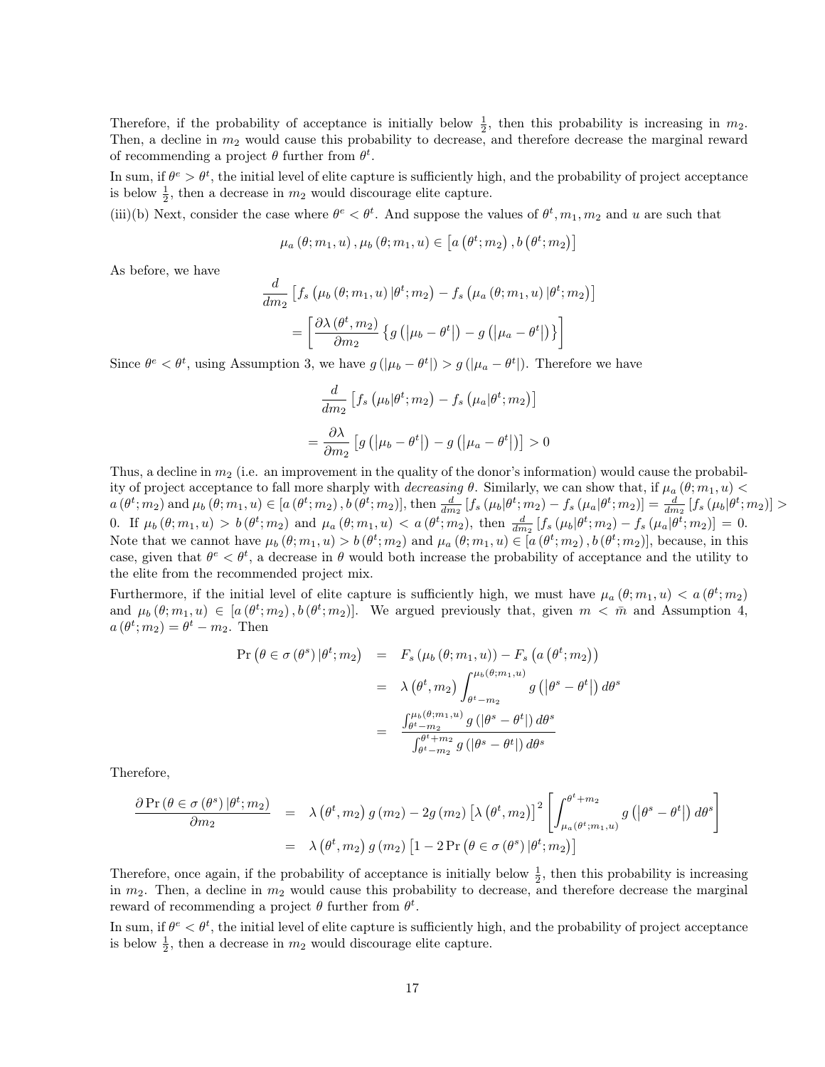Therefore, if the probability of acceptance is initially below $\frac{1}{2}$, then this probability is increasing in $m_2$. Then, a decline in $m_2$ would cause this probability to decrease, and therefore decrease the marginal reward of recommending a project $\theta$ further from $\theta^t$.

In sum, if $\theta^e > \theta^t$, the initial level of elite capture is sufficiently high, and the probability of project acceptance is below $\frac{1}{2}$, then a decrease in $m_2$ would discourage elite capture.

(iii)(b) Next, consider the case where $\theta^e < \theta^t$. And suppose the values of $\theta^t, m_1, m_2$ and $u$ are such that

$$\mu_a(\theta; m_1, u), \mu_b(\theta; m_1, u) \in \left[a\left(\theta^t; m_2\right), b\left(\theta^t; m_2\right)\right]$$

As before, we have

$$\frac{d}{dm_2}\left[f_s\left(\mu_b(\theta; m_1, u)\,|\theta^t; m_2\right) - f_s\left(\mu_a(\theta; m_1, u)\,|\theta^t; m_2\right)\right]$$
$$= \left[\frac{\partial \lambda\left(\theta^t, m_2\right)}{\partial m_2}\left\{g\left(\left|\mu_b - \theta^t\right|\right) - g\left(\left|\mu_a - \theta^t\right|\right)\right\}\right]$$

Since $\theta^e < \theta^t$, using Assumption 3, we have $g\left(\left|\mu_b - \theta^t\right|\right) > g\left(\left|\mu_a - \theta^t\right|\right)$. Therefore we have

$$\frac{d}{dm_2}\left[f_s\left(\mu_b|\theta^t; m_2\right) - f_s\left(\mu_a|\theta^t; m_2\right)\right]$$
$$= \frac{\partial \lambda}{\partial m_2}\left[g\left(\left|\mu_b - \theta^t\right|\right) - g\left(\left|\mu_a - \theta^t\right|\right)\right] > 0$$

Thus, a decline in $m_2$ (i.e. an improvement in the quality of the donor's information) would cause the probability of project acceptance to fall more sharply with *decreasing* $\theta$. Similarly, we can show that, if $\mu_a(\theta; m_1, u) < a\left(\theta^t; m_2\right)$ and $\mu_b(\theta; m_1, u) \in \left[a\left(\theta^t; m_2\right), b\left(\theta^t; m_2\right)\right]$, then $\frac{d}{dm_2}\left[f_s\left(\mu_b|\theta^t; m_2\right) - f_s\left(\mu_a|\theta^t; m_2\right)\right] = \frac{d}{dm_2}\left[f_s\left(\mu_b|\theta^t; m_2\right)\right] > 0$. If $\mu_b(\theta; m_1, u) > b\left(\theta^t; m_2\right)$ and $\mu_a(\theta; m_1, u) < a\left(\theta^t; m_2\right)$, then $\frac{d}{dm_2}\left[f_s\left(\mu_b|\theta^t; m_2\right) - f_s\left(\mu_a|\theta^t; m_2\right)\right] = 0$. Note that we cannot have $\mu_b(\theta; m_1, u) > b\left(\theta^t; m_2\right)$ and $\mu_a(\theta; m_1, u) \in \left[a\left(\theta^t; m_2\right), b\left(\theta^t; m_2\right)\right]$, because, in this case, given that $\theta^e < \theta^t$, a decrease in $\theta$ would both increase the probability of acceptance and the utility to the elite from the recommended project mix.

Furthermore, if the initial level of elite capture is sufficiently high, we must have $\mu_a(\theta; m_1, u) < a\left(\theta^t; m_2\right)$ and $\mu_b(\theta; m_1, u) \in \left[a\left(\theta^t; m_2\right), b\left(\theta^t; m_2\right)\right]$. We argued previously that, given $m < \bar{m}$ and Assumption 4, $a\left(\theta^t; m_2\right) = \theta^t - m_2$. Then

$$\begin{aligned}
\Pr\left(\theta \in \sigma\left(\theta^s\right)|\theta^t; m_2\right) &= F_s\left(\mu_b(\theta; m_1, u)\right) - F_s\left(a\left(\theta^t; m_2\right)\right) \\
&= \lambda\left(\theta^t, m_2\right)\int_{\theta^t - m_2}^{\mu_b(\theta; m_1, u)} g\left(\left|\theta^s - \theta^t\right|\right) d\theta^s \\
&= \frac{\int_{\theta^t - m_2}^{\mu_b(\theta; m_1, u)} g\left(\left|\theta^s - \theta^t\right|\right) d\theta^s}{\int_{\theta^t - m_2}^{\theta^t + m_2} g\left(\left|\theta^s - \theta^t\right|\right) d\theta^s}
\end{aligned}$$

Therefore,

$$\begin{aligned}
\frac{\partial \Pr\left(\theta \in \sigma\left(\theta^s\right)|\theta^t; m_2\right)}{\partial m_2} &= \lambda\left(\theta^t, m_2\right) g\left(m_2\right) - 2g\left(m_2\right)\left[\lambda\left(\theta^t, m_2\right)\right]^2\left[\int_{\mu_a(\theta^t; m_1, u)}^{\theta^t + m_2} g\left(\left|\theta^s - \theta^t\right|\right) d\theta^s\right] \\
&= \lambda\left(\theta^t, m_2\right) g\left(m_2\right)\left[1 - 2\Pr\left(\theta \in \sigma\left(\theta^s\right)|\theta^t; m_2\right)\right]
\end{aligned}$$

Therefore, once again, if the probability of acceptance is initially below $\frac{1}{2}$, then this probability is increasing in $m_2$. Then, a decline in $m_2$ would cause this probability to decrease, and therefore decrease the marginal reward of recommending a project $\theta$ further from $\theta^t$.

In sum, if $\theta^e < \theta^t$, the initial level of elite capture is sufficiently high, and the probability of project acceptance is below $\frac{1}{2}$, then a decrease in $m_2$ would discourage elite capture.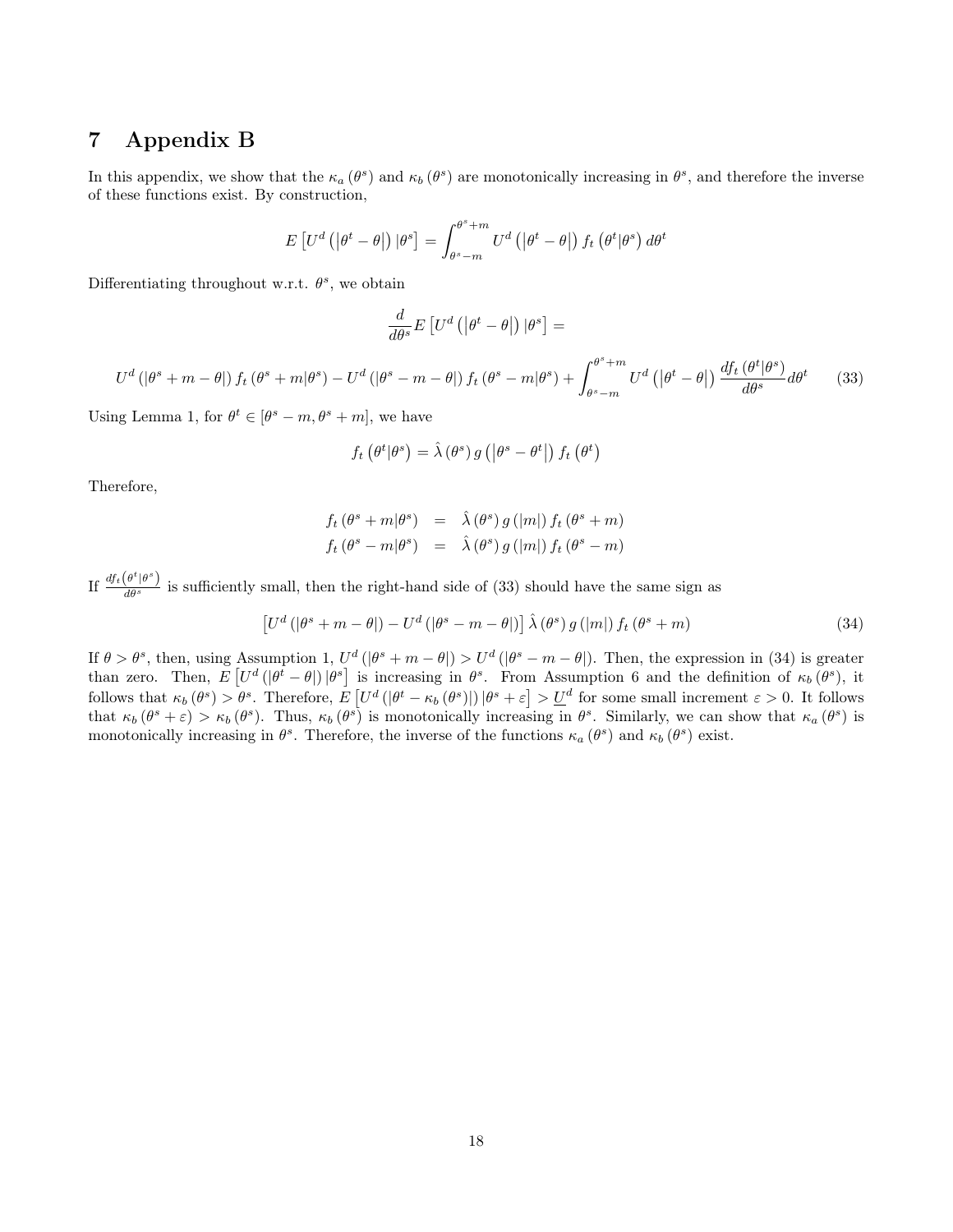# 7 Appendix B

In this appendix, we show that the $\kappa_a(\theta^s)$ and $\kappa_b(\theta^s)$ are monotonically increasing in $\theta^s$, and therefore the inverse of these functions exist. By construction,

$$E\left[U^d\left(\left|\theta^t-\theta\right|\right)|\theta^s\right] = \int_{\theta^s-m}^{\theta^s+m} U^d\left(\left|\theta^t-\theta\right|\right) f_t\left(\theta^t|\theta^s\right) d\theta^t$$

Differentiating throughout w.r.t. $\theta^s$, we obtain

$$\frac{d}{d\theta^s}E\left[U^d\left(\left|\theta^t-\theta\right|\right)|\theta^s\right] =$$

$$U^d\left(\left|\theta^s+m-\theta\right|\right) f_t\left(\theta^s+m|\theta^s\right) - U^d\left(\left|\theta^s-m-\theta\right|\right) f_t\left(\theta^s-m|\theta^s\right) + \int_{\theta^s-m}^{\theta^s+m} U^d\left(\left|\theta^t-\theta\right|\right) \frac{df_t\left(\theta^t|\theta^s\right)}{d\theta^s} d\theta^t \tag{33}$$

Using Lemma 1, for $\theta^t \in [\theta^s-m, \theta^s+m]$, we have

$$f_t\left(\theta^t|\theta^s\right) = \hat{\lambda}\left(\theta^s\right) g\left(\left|\theta^s-\theta^t\right|\right) f_t\left(\theta^t\right)$$

Therefore,

$$\begin{aligned} f_t\left(\theta^s+m|\theta^s\right) &= \hat{\lambda}\left(\theta^s\right) g\left(|m|\right) f_t\left(\theta^s+m\right) \\ f_t\left(\theta^s-m|\theta^s\right) &= \hat{\lambda}\left(\theta^s\right) g\left(|m|\right) f_t\left(\theta^s-m\right) \end{aligned}$$

If $\frac{df_t\left(\theta^t|\theta^s\right)}{d\theta^s}$ is sufficiently small, then the right-hand side of (33) should have the same sign as

$$\left[U^d\left(\left|\theta^s+m-\theta\right|\right) - U^d\left(\left|\theta^s-m-\theta\right|\right)\right] \hat{\lambda}\left(\theta^s\right) g\left(|m|\right) f_t\left(\theta^s+m\right) \tag{34}$$

If $\theta > \theta^s$, then, using Assumption 1, $U^d\left(\left|\theta^s+m-\theta\right|\right) > U^d\left(\left|\theta^s-m-\theta\right|\right)$. Then, the expression in (34) is greater than zero. Then, $E\left[U^d\left(\left|\theta^t-\theta\right|\right)|\theta^s\right]$ is increasing in $\theta^s$. From Assumption 6 and the definition of $\kappa_b(\theta^s)$, it follows that $\kappa_b(\theta^s) > \theta^s$. Therefore, $E\left[U^d\left(\left|\theta^t-\kappa_b\left(\theta^s\right)\right|\right)|\theta^s+\varepsilon\right] > \underline{U}^d$ for some small increment $\varepsilon > 0$. It follows that $\kappa_b(\theta^s+\varepsilon) > \kappa_b(\theta^s)$. Thus, $\kappa_b(\theta^s)$ is monotonically increasing in $\theta^s$. Similarly, we can show that $\kappa_a(\theta^s)$ is monotonically increasing in $\theta^s$. Therefore, the inverse of the functions $\kappa_a(\theta^s)$ and $\kappa_b(\theta^s)$ exist.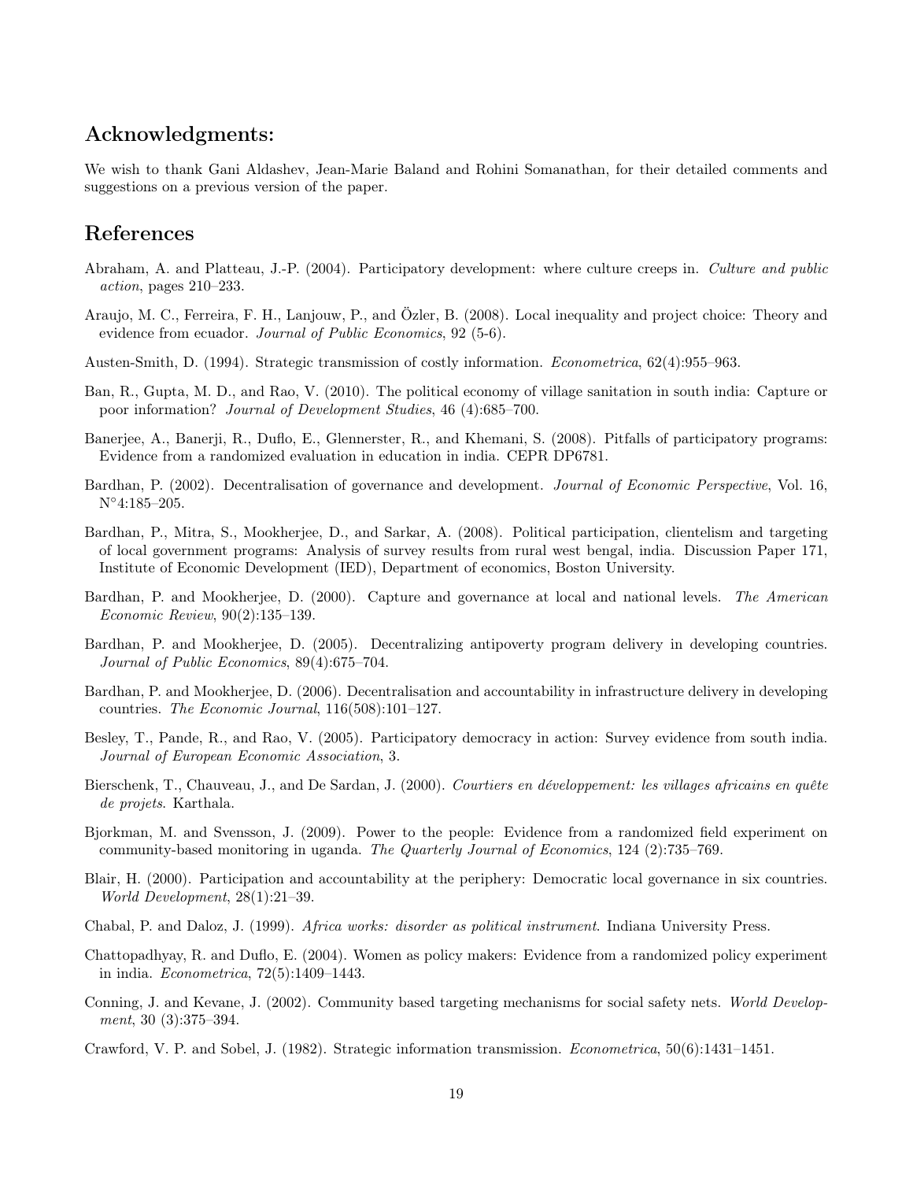## Acknowledgments:

We wish to thank Gani Aldashev, Jean-Marie Baland and Rohini Somanathan, for their detailed comments and suggestions on a previous version of the paper.

## References

Abraham, A. and Platteau, J.-P. (2004). Participatory development: where culture creeps in. *Culture and public action*, pages 210–233.

Araujo, M. C., Ferreira, F. H., Lanjouw, P., and Özler, B. (2008). Local inequality and project choice: Theory and evidence from ecuador. *Journal of Public Economics*, 92 (5-6).

Austen-Smith, D. (1994). Strategic transmission of costly information. *Econometrica*, 62(4):955–963.

Ban, R., Gupta, M. D., and Rao, V. (2010). The political economy of village sanitation in south india: Capture or poor information? *Journal of Development Studies*, 46 (4):685–700.

Banerjee, A., Banerji, R., Duflo, E., Glennerster, R., and Khemani, S. (2008). Pitfalls of participatory programs: Evidence from a randomized evaluation in education in india. CEPR DP6781.

Bardhan, P. (2002). Decentralisation of governance and development. *Journal of Economic Perspective*, Vol. 16, N°4:185–205.

Bardhan, P., Mitra, S., Mookherjee, D., and Sarkar, A. (2008). Political participation, clientelism and targeting of local government programs: Analysis of survey results from rural west bengal, india. Discussion Paper 171, Institute of Economic Development (IED), Department of economics, Boston University.

Bardhan, P. and Mookherjee, D. (2000). Capture and governance at local and national levels. *The American Economic Review*, 90(2):135–139.

Bardhan, P. and Mookherjee, D. (2005). Decentralizing antipoverty program delivery in developing countries. *Journal of Public Economics*, 89(4):675–704.

Bardhan, P. and Mookherjee, D. (2006). Decentralisation and accountability in infrastructure delivery in developing countries. *The Economic Journal*, 116(508):101–127.

Besley, T., Pande, R., and Rao, V. (2005). Participatory democracy in action: Survey evidence from south india. *Journal of European Economic Association*, 3.

Bierschenk, T., Chauveau, J., and De Sardan, J. (2000). *Courtiers en développement: les villages africains en quête de projets*. Karthala.

Bjorkman, M. and Svensson, J. (2009). Power to the people: Evidence from a randomized field experiment on community-based monitoring in uganda. *The Quarterly Journal of Economics*, 124 (2):735–769.

Blair, H. (2000). Participation and accountability at the periphery: Democratic local governance in six countries. *World Development*, 28(1):21–39.

Chabal, P. and Daloz, J. (1999). *Africa works: disorder as political instrument*. Indiana University Press.

Chattopadhyay, R. and Duflo, E. (2004). Women as policy makers: Evidence from a randomized policy experiment in india. *Econometrica*, 72(5):1409–1443.

Conning, J. and Kevane, J. (2002). Community based targeting mechanisms for social safety nets. *World Development*, 30 (3):375–394.

Crawford, V. P. and Sobel, J. (1982). Strategic information transmission. *Econometrica*, 50(6):1431–1451.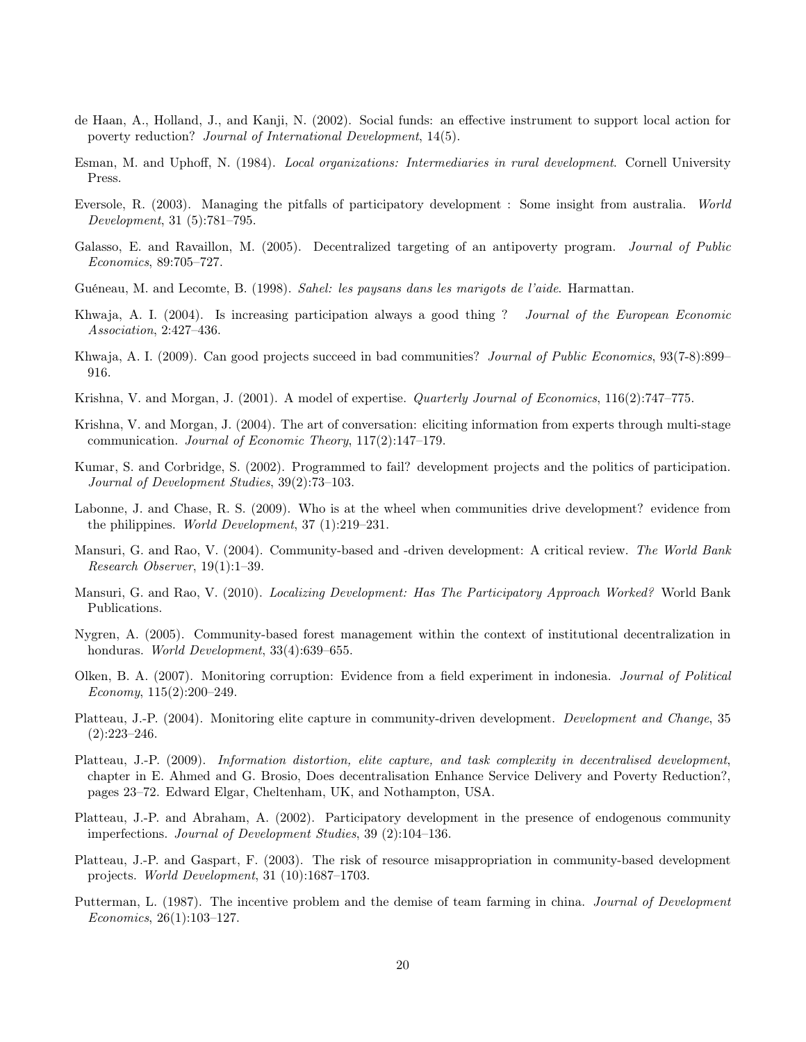de Haan, A., Holland, J., and Kanji, N. (2002). Social funds: an effective instrument to support local action for poverty reduction? *Journal of International Development*, 14(5).

Esman, M. and Uphoff, N. (1984). *Local organizations: Intermediaries in rural development*. Cornell University Press.

Eversole, R. (2003). Managing the pitfalls of participatory development : Some insight from australia. *World Development*, 31 (5):781–795.

Galasso, E. and Ravaillon, M. (2005). Decentralized targeting of an antipoverty program. *Journal of Public Economics*, 89:705–727.

Guéneau, M. and Lecomte, B. (1998). *Sahel: les paysans dans les marigots de l'aide*. Harmattan.

Khwaja, A. I. (2004). Is increasing participation always a good thing ? *Journal of the European Economic Association*, 2:427–436.

Khwaja, A. I. (2009). Can good projects succeed in bad communities? *Journal of Public Economics*, 93(7-8):899–916.

Krishna, V. and Morgan, J. (2001). A model of expertise. *Quarterly Journal of Economics*, 116(2):747–775.

Krishna, V. and Morgan, J. (2004). The art of conversation: eliciting information from experts through multi-stage communication. *Journal of Economic Theory*, 117(2):147–179.

Kumar, S. and Corbridge, S. (2002). Programmed to fail? development projects and the politics of participation. *Journal of Development Studies*, 39(2):73–103.

Labonne, J. and Chase, R. S. (2009). Who is at the wheel when communities drive development? evidence from the philippines. *World Development*, 37 (1):219–231.

Mansuri, G. and Rao, V. (2004). Community-based and -driven development: A critical review. *The World Bank Research Observer*, 19(1):1–39.

Mansuri, G. and Rao, V. (2010). *Localizing Development: Has The Participatory Approach Worked?* World Bank Publications.

Nygren, A. (2005). Community-based forest management within the context of institutional decentralization in honduras. *World Development*, 33(4):639–655.

Olken, B. A. (2007). Monitoring corruption: Evidence from a field experiment in indonesia. *Journal of Political Economy*, 115(2):200–249.

Platteau, J.-P. (2004). Monitoring elite capture in community-driven development. *Development and Change*, 35 (2):223–246.

Platteau, J.-P. (2009). *Information distortion, elite capture, and task complexity in decentralised development*, chapter in E. Ahmed and G. Brosio, Does decentralisation Enhance Service Delivery and Poverty Reduction?, pages 23–72. Edward Elgar, Cheltenham, UK, and Nothampton, USA.

Platteau, J.-P. and Abraham, A. (2002). Participatory development in the presence of endogenous community imperfections. *Journal of Development Studies*, 39 (2):104–136.

Platteau, J.-P. and Gaspart, F. (2003). The risk of resource misappropriation in community-based development projects. *World Development*, 31 (10):1687–1703.

Putterman, L. (1987). The incentive problem and the demise of team farming in china. *Journal of Development Economics*, 26(1):103–127.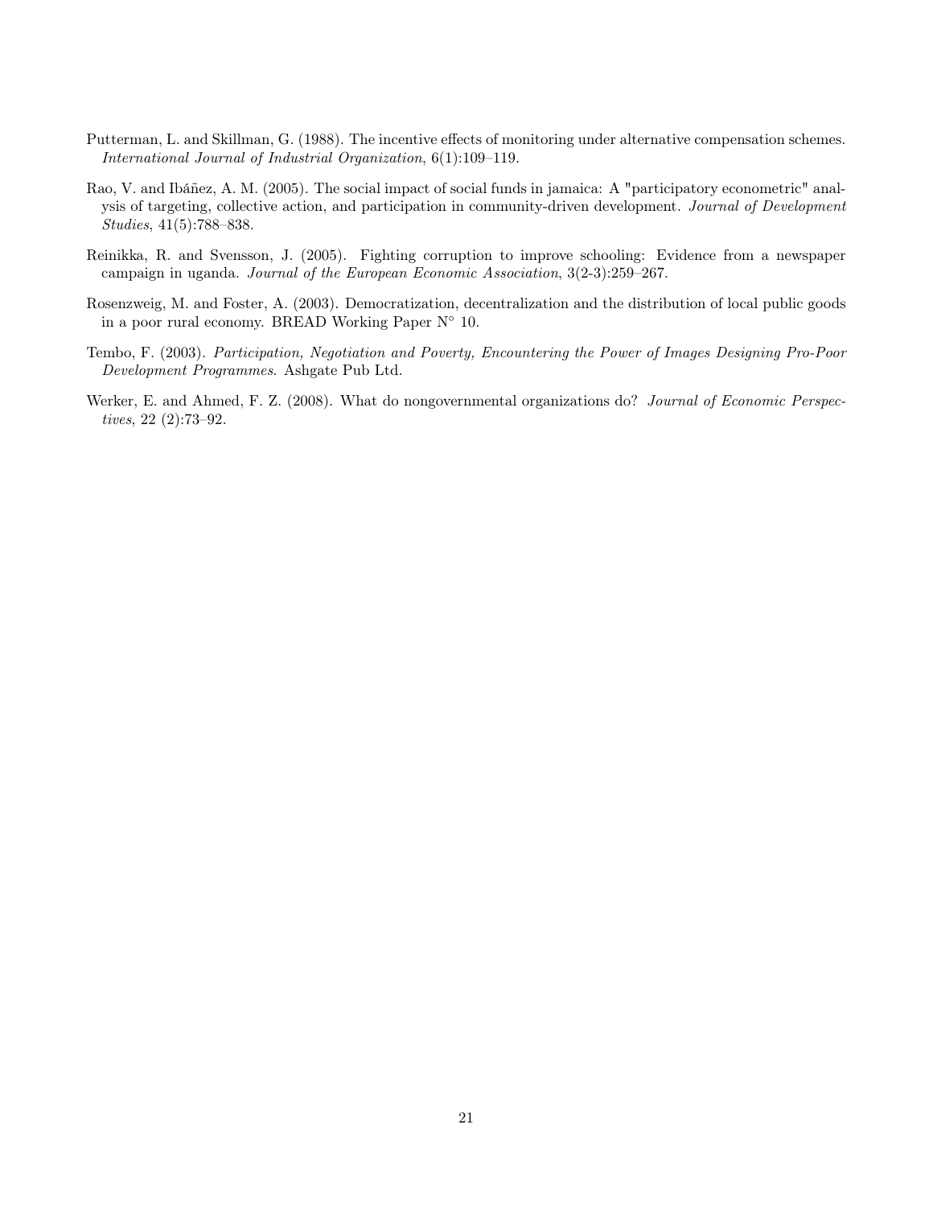Putterman, L. and Skillman, G. (1988). The incentive effects of monitoring under alternative compensation schemes. *International Journal of Industrial Organization*, 6(1):109–119.

Rao, V. and Ibáñez, A. M. (2005). The social impact of social funds in jamaica: A "participatory econometric" analysis of targeting, collective action, and participation in community-driven development. *Journal of Development Studies*, 41(5):788–838.

Reinikka, R. and Svensson, J. (2005). Fighting corruption to improve schooling: Evidence from a newspaper campaign in uganda. *Journal of the European Economic Association*, 3(2-3):259–267.

Rosenzweig, M. and Foster, A. (2003). Democratization, decentralization and the distribution of local public goods in a poor rural economy. BREAD Working Paper N° 10.

Tembo, F. (2003). *Participation, Negotiation and Poverty, Encountering the Power of Images Designing Pro-Poor Development Programmes*. Ashgate Pub Ltd.

Werker, E. and Ahmed, F. Z. (2008). What do nongovernmental organizations do? *Journal of Economic Perspectives*, 22 (2):73–92.